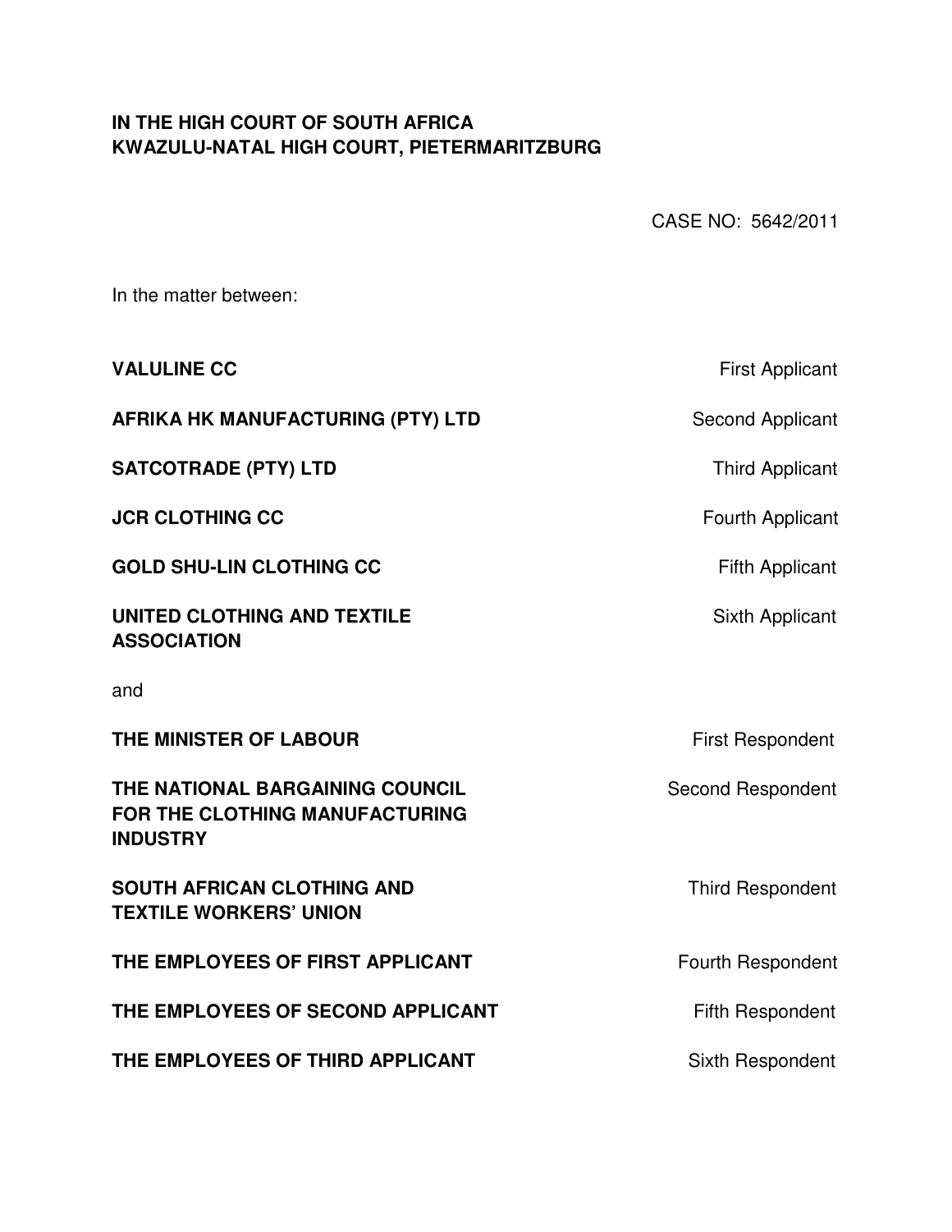**IN THE HIGH COURT OF SOUTH AFRICA**
**KWAZULU-NATAL HIGH COURT, PIETERMARITZBURG**

CASE NO: 5642/2011

In the matter between:

| | |
|---|---|
| **VALULINE CC** | First Applicant |
| **AFRIKA HK MANUFACTURING (PTY) LTD** | Second Applicant |
| **SATCOTRADE (PTY) LTD** | Third Applicant |
| **JCR CLOTHING CC** | Fourth Applicant |
| **GOLD SHU-LIN CLOTHING CC** | Fifth Applicant |
| **UNITED CLOTHING AND TEXTILE ASSOCIATION** | Sixth Applicant |

and

| | |
|---|---|
| **THE MINISTER OF LABOUR** | First Respondent |
| **THE NATIONAL BARGAINING COUNCIL FOR THE CLOTHING MANUFACTURING INDUSTRY** | Second Respondent |
| **SOUTH AFRICAN CLOTHING AND TEXTILE WORKERS' UNION** | Third Respondent |
| **THE EMPLOYEES OF FIRST APPLICANT** | Fourth Respondent |
| **THE EMPLOYEES OF SECOND APPLICANT** | Fifth Respondent |
| **THE EMPLOYEES OF THIRD APPLICANT** | Sixth Respondent |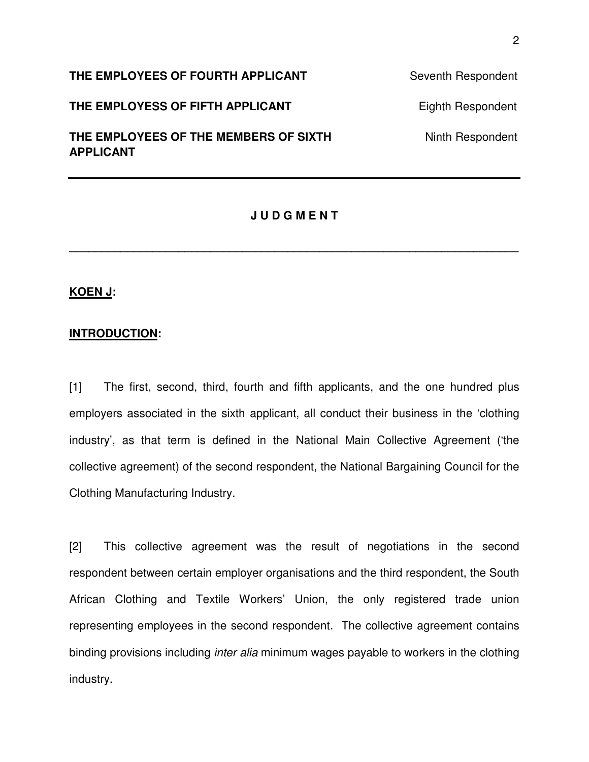**THE EMPLOYEES OF FOURTH APPLICANT** Seventh Respondent

**THE EMPLOYESS OF FIFTH APPLICANT** Eighth Respondent

**THE EMPLOYEES OF THE MEMBERS OF SIXTH APPLICANT** Ninth Respondent

---

**J U D G M E N T**

---

**KOEN J:**

**INTRODUCTION:**

[1] The first, second, third, fourth and fifth applicants, and the one hundred plus employers associated in the sixth applicant, all conduct their business in the 'clothing industry', as that term is defined in the National Main Collective Agreement ('the collective agreement) of the second respondent, the National Bargaining Council for the Clothing Manufacturing Industry.

[2] This collective agreement was the result of negotiations in the second respondent between certain employer organisations and the third respondent, the South African Clothing and Textile Workers' Union, the only registered trade union representing employees in the second respondent. The collective agreement contains binding provisions including *inter alia* minimum wages payable to workers in the clothing industry.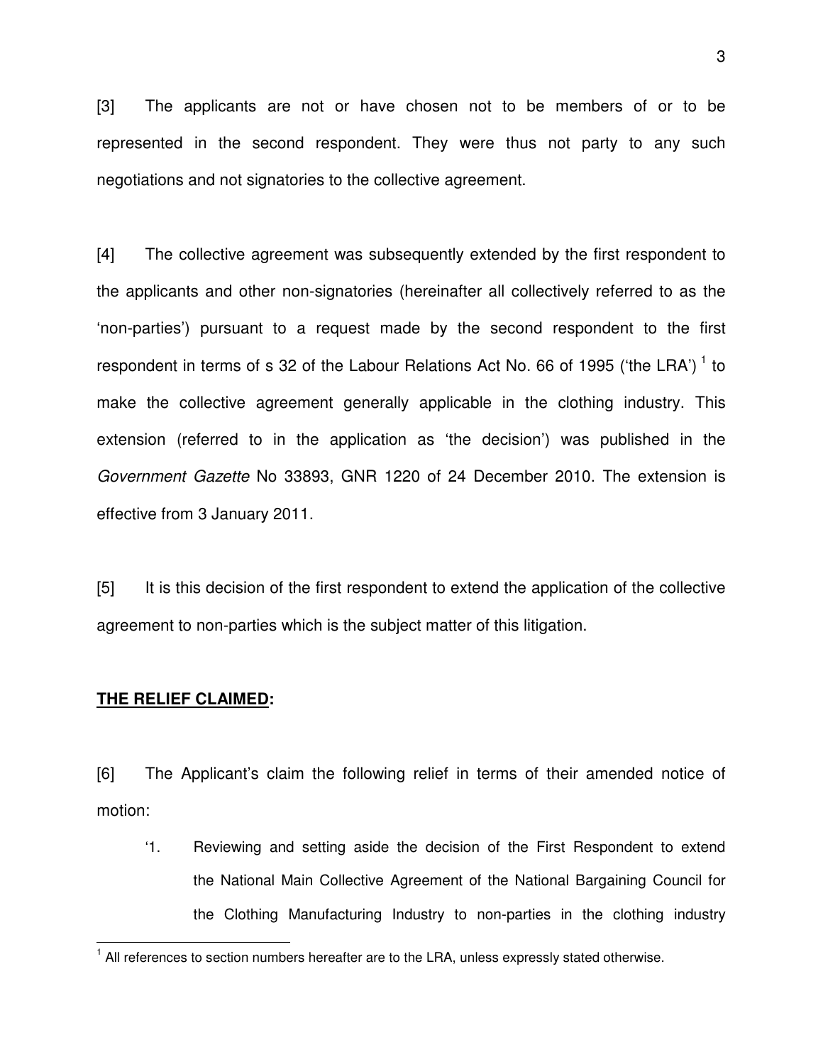[3] The applicants are not or have chosen not to be members of or to be represented in the second respondent. They were thus not party to any such negotiations and not signatories to the collective agreement.

[4] The collective agreement was subsequently extended by the first respondent to the applicants and other non-signatories (hereinafter all collectively referred to as the 'non-parties') pursuant to a request made by the second respondent to the first respondent in terms of s 32 of the Labour Relations Act No. 66 of 1995 ('the LRA') [1] to make the collective agreement generally applicable in the clothing industry. This extension (referred to in the application as 'the decision') was published in the *Government Gazette* No 33893, GNR 1220 of 24 December 2010. The extension is effective from 3 January 2011.

[5] It is this decision of the first respondent to extend the application of the collective agreement to non-parties which is the subject matter of this litigation.

**THE RELIEF CLAIMED:**

[6] The Applicant's claim the following relief in terms of their amended notice of motion:

> '1. Reviewing and setting aside the decision of the First Respondent to extend the National Main Collective Agreement of the National Bargaining Council for the Clothing Manufacturing Industry to non-parties in the clothing industry

---

[1] All references to section numbers hereafter are to the LRA, unless expressly stated otherwise.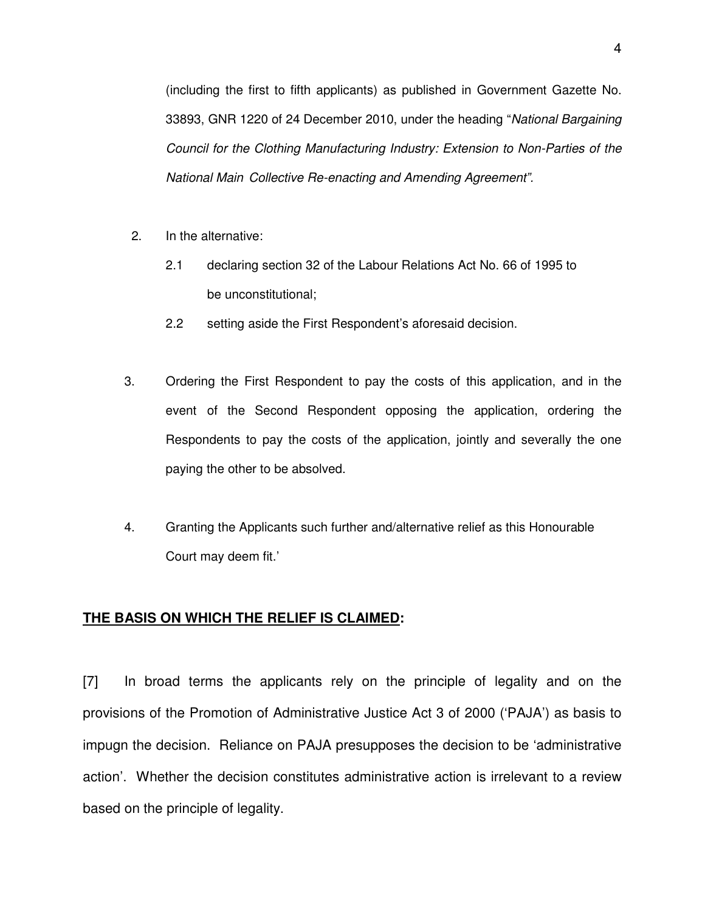(including the first to fifth applicants) as published in Government Gazette No. 33893, GNR 1220 of 24 December 2010, under the heading "*National Bargaining Council for the Clothing Manufacturing Industry: Extension to Non-Parties of the National Main Collective Re-enacting and Amending Agreement".*

2. In the alternative:

   2.1 declaring section 32 of the Labour Relations Act No. 66 of 1995 to be unconstitutional;

   2.2 setting aside the First Respondent's aforesaid decision.

3. Ordering the First Respondent to pay the costs of this application, and in the event of the Second Respondent opposing the application, ordering the Respondents to pay the costs of the application, jointly and severally the one paying the other to be absolved.

4. Granting the Applicants such further and/alternative relief as this Honourable Court may deem fit.'

## **THE BASIS ON WHICH THE RELIEF IS CLAIMED:**

[7] In broad terms the applicants rely on the principle of legality and on the provisions of the Promotion of Administrative Justice Act 3 of 2000 ('PAJA') as basis to impugn the decision. Reliance on PAJA presupposes the decision to be 'administrative action'. Whether the decision constitutes administrative action is irrelevant to a review based on the principle of legality.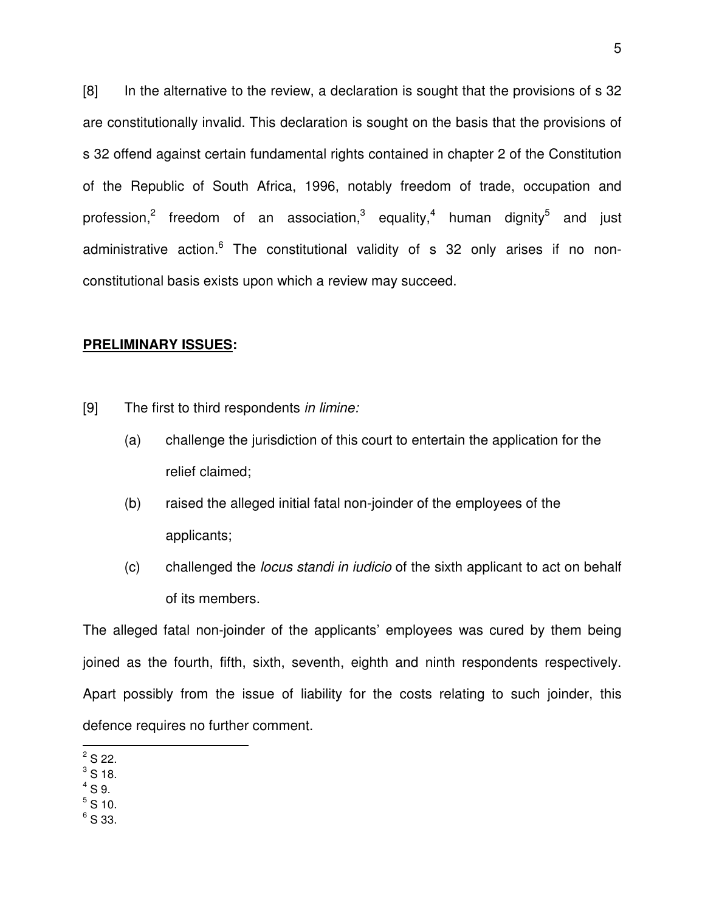[8] In the alternative to the review, a declaration is sought that the provisions of s 32 are constitutionally invalid. This declaration is sought on the basis that the provisions of s 32 offend against certain fundamental rights contained in chapter 2 of the Constitution of the Republic of South Africa, 1996, notably freedom of trade, occupation and profession,[2] freedom of an association,[3] equality,[4] human dignity[5] and just administrative action.[6] The constitutional validity of s 32 only arises if no non-constitutional basis exists upon which a review may succeed.

**PRELIMINARY ISSUES:**

[9] The first to third respondents *in limine:*

(a) challenge the jurisdiction of this court to entertain the application for the relief claimed;

(b) raised the alleged initial fatal non-joinder of the employees of the applicants;

(c) challenged the *locus standi in iudicio* of the sixth applicant to act on behalf of its members.

The alleged fatal non-joinder of the applicants' employees was cured by them being joined as the fourth, fifth, sixth, seventh, eighth and ninth respondents respectively. Apart possibly from the issue of liability for the costs relating to such joinder, this defence requires no further comment.

[2] S 22.
[3] S 18.
[4] S 9.
[5] S 10.
[6] S 33.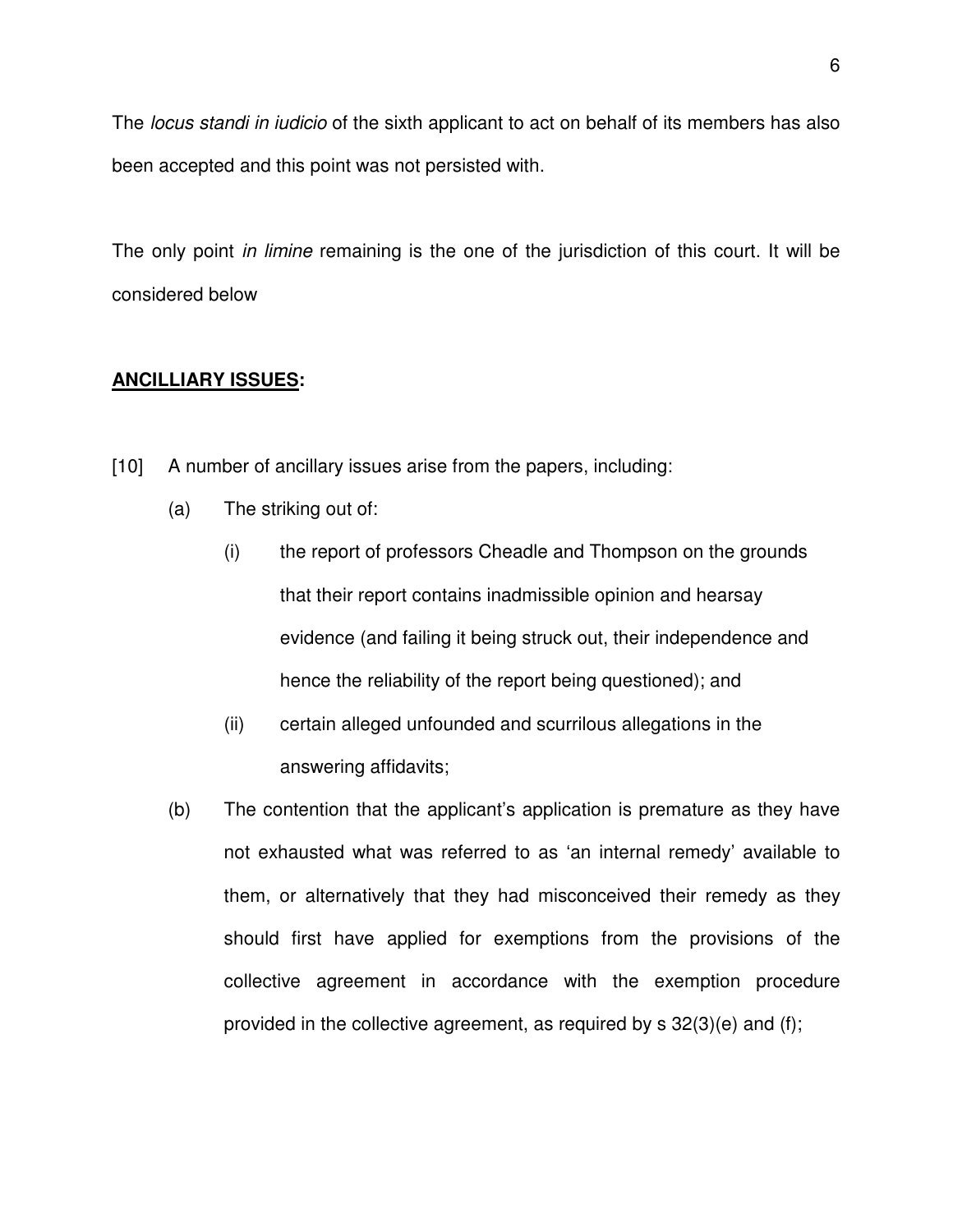The *locus standi in iudicio* of the sixth applicant to act on behalf of its members has also been accepted and this point was not persisted with.

The only point *in limine* remaining is the one of the jurisdiction of this court. It will be considered below

**ANCILLIARY ISSUES:**

[10] A number of ancillary issues arise from the papers, including:

(a) The striking out of:

(i) the report of professors Cheadle and Thompson on the grounds that their report contains inadmissible opinion and hearsay evidence (and failing it being struck out, their independence and hence the reliability of the report being questioned); and

(ii) certain alleged unfounded and scurrilous allegations in the answering affidavits;

(b) The contention that the applicant's application is premature as they have not exhausted what was referred to as 'an internal remedy' available to them, or alternatively that they had misconceived their remedy as they should first have applied for exemptions from the provisions of the collective agreement in accordance with the exemption procedure provided in the collective agreement, as required by s 32(3)(e) and (f);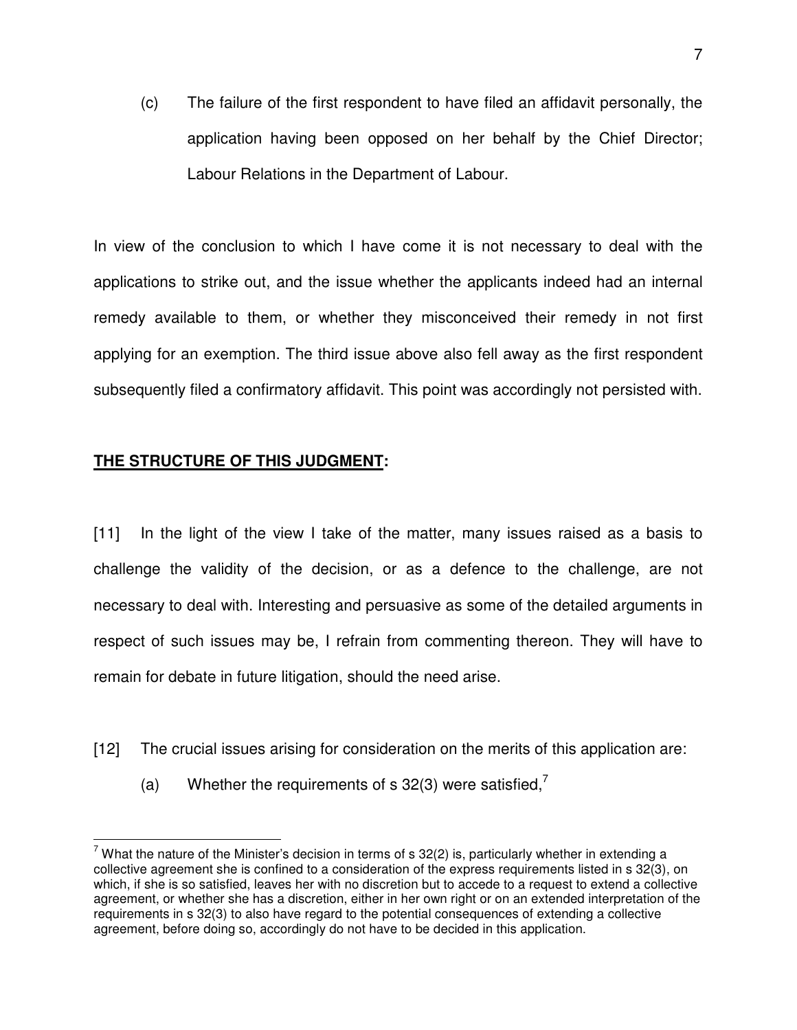(c) The failure of the first respondent to have filed an affidavit personally, the application having been opposed on her behalf by the Chief Director; Labour Relations in the Department of Labour.

In view of the conclusion to which I have come it is not necessary to deal with the applications to strike out, and the issue whether the applicants indeed had an internal remedy available to them, or whether they misconceived their remedy in not first applying for an exemption. The third issue above also fell away as the first respondent subsequently filed a confirmatory affidavit. This point was accordingly not persisted with.

## **THE STRUCTURE OF THIS JUDGMENT:**

[11] In the light of the view I take of the matter, many issues raised as a basis to challenge the validity of the decision, or as a defence to the challenge, are not necessary to deal with. Interesting and persuasive as some of the detailed arguments in respect of such issues may be, I refrain from commenting thereon. They will have to remain for debate in future litigation, should the need arise.

[12] The crucial issues arising for consideration on the merits of this application are:

(a) Whether the requirements of s 32(3) were satisfied,[7]

---

[7] What the nature of the Minister's decision in terms of s 32(2) is, particularly whether in extending a collective agreement she is confined to a consideration of the express requirements listed in s 32(3), on which, if she is so satisfied, leaves her with no discretion but to accede to a request to extend a collective agreement, or whether she has a discretion, either in her own right or on an extended interpretation of the requirements in s 32(3) to also have regard to the potential consequences of extending a collective agreement, before doing so, accordingly do not have to be decided in this application.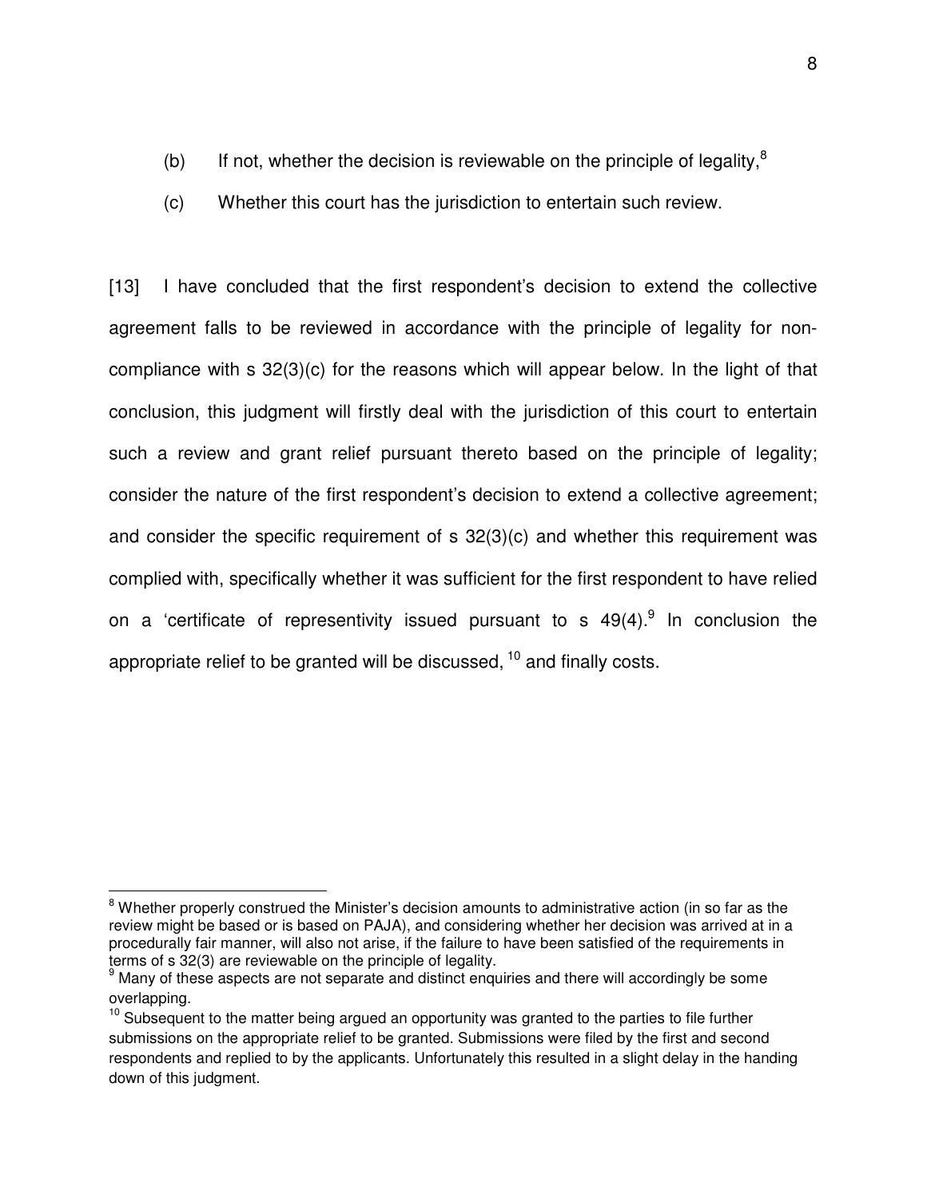(b) If not, whether the decision is reviewable on the principle of legality,[8]

(c) Whether this court has the jurisdiction to entertain such review.

[13] I have concluded that the first respondent's decision to extend the collective agreement falls to be reviewed in accordance with the principle of legality for non-compliance with s 32(3)(c) for the reasons which will appear below. In the light of that conclusion, this judgment will firstly deal with the jurisdiction of this court to entertain such a review and grant relief pursuant thereto based on the principle of legality; consider the nature of the first respondent's decision to extend a collective agreement; and consider the specific requirement of s 32(3)(c) and whether this requirement was complied with, specifically whether it was sufficient for the first respondent to have relied on a 'certificate of representivity issued pursuant to s 49(4).[9] In conclusion the appropriate relief to be granted will be discussed, [10] and finally costs.

---

[8] Whether properly construed the Minister's decision amounts to administrative action (in so far as the review might be based or is based on PAJA), and considering whether her decision was arrived at in a procedurally fair manner, will also not arise, if the failure to have been satisfied of the requirements in terms of s 32(3) are reviewable on the principle of legality.

[9] Many of these aspects are not separate and distinct enquiries and there will accordingly be some overlapping.

[10] Subsequent to the matter being argued an opportunity was granted to the parties to file further submissions on the appropriate relief to be granted. Submissions were filed by the first and second respondents and replied to by the applicants. Unfortunately this resulted in a slight delay in the handing down of this judgment.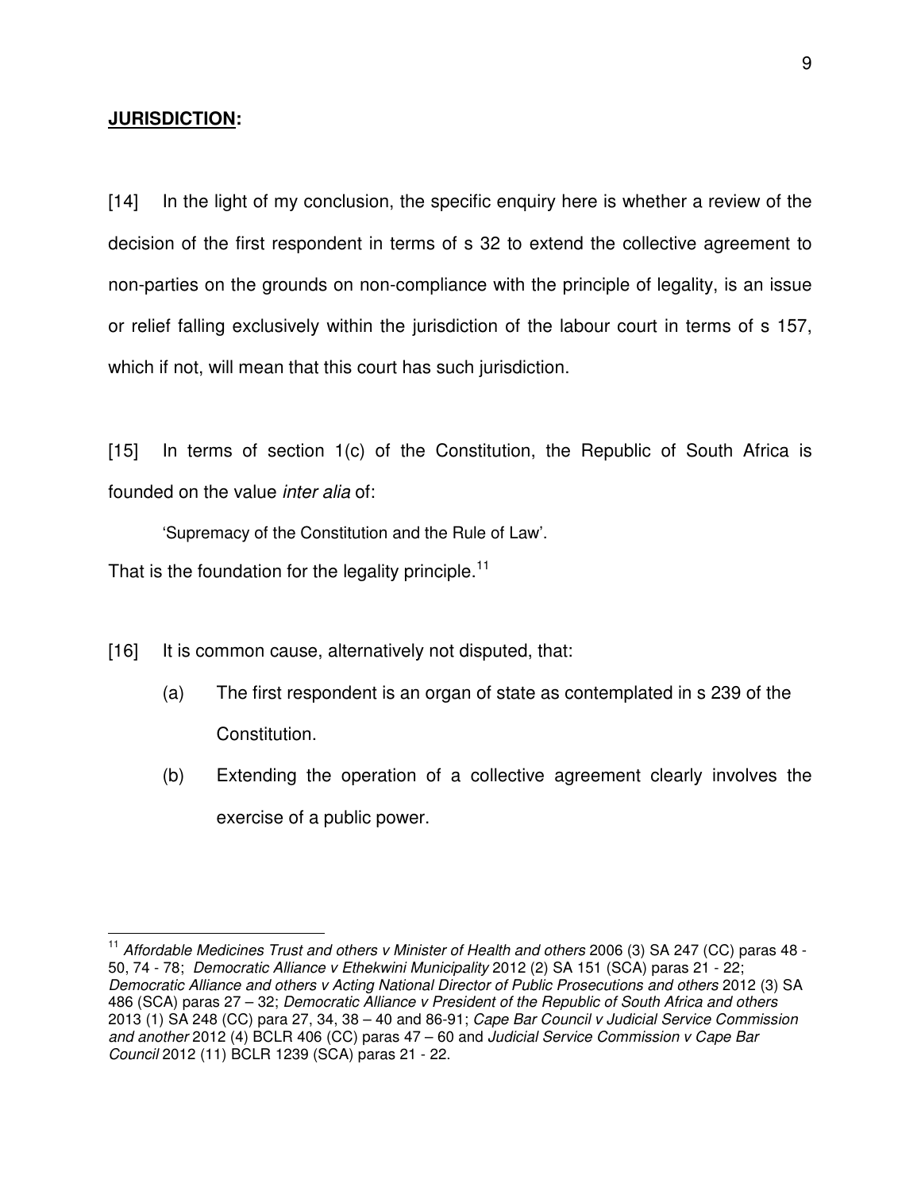**<u>JURISDICTION</u>:**

[14] In the light of my conclusion, the specific enquiry here is whether a review of the decision of the first respondent in terms of s 32 to extend the collective agreement to non-parties on the grounds on non-compliance with the principle of legality, is an issue or relief falling exclusively within the jurisdiction of the labour court in terms of s 157, which if not, will mean that this court has such jurisdiction.

[15] In terms of section 1(c) of the Constitution, the Republic of South Africa is founded on the value *inter alia* of:

> 'Supremacy of the Constitution and the Rule of Law'.

That is the foundation for the legality principle.[11]

[16] It is common cause, alternatively not disputed, that:

(a) The first respondent is an organ of state as contemplated in s 239 of the Constitution.

(b) Extending the operation of a collective agreement clearly involves the exercise of a public power.

---

[11] *Affordable Medicines Trust and others v Minister of Health and others* 2006 (3) SA 247 (CC) paras 48 - 50, 74 - 78; *Democratic Alliance v Ethekwini Municipality* 2012 (2) SA 151 (SCA) paras 21 - 22; *Democratic Alliance and others v Acting National Director of Public Prosecutions and others* 2012 (3) SA 486 (SCA) paras 27 – 32; *Democratic Alliance v President of the Republic of South Africa and others* 2013 (1) SA 248 (CC) para 27, 34, 38 – 40 and 86-91; *Cape Bar Council v Judicial Service Commission and another* 2012 (4) BCLR 406 (CC) paras 47 – 60 and *Judicial Service Commission v Cape Bar Council* 2012 (11) BCLR 1239 (SCA) paras 21 - 22.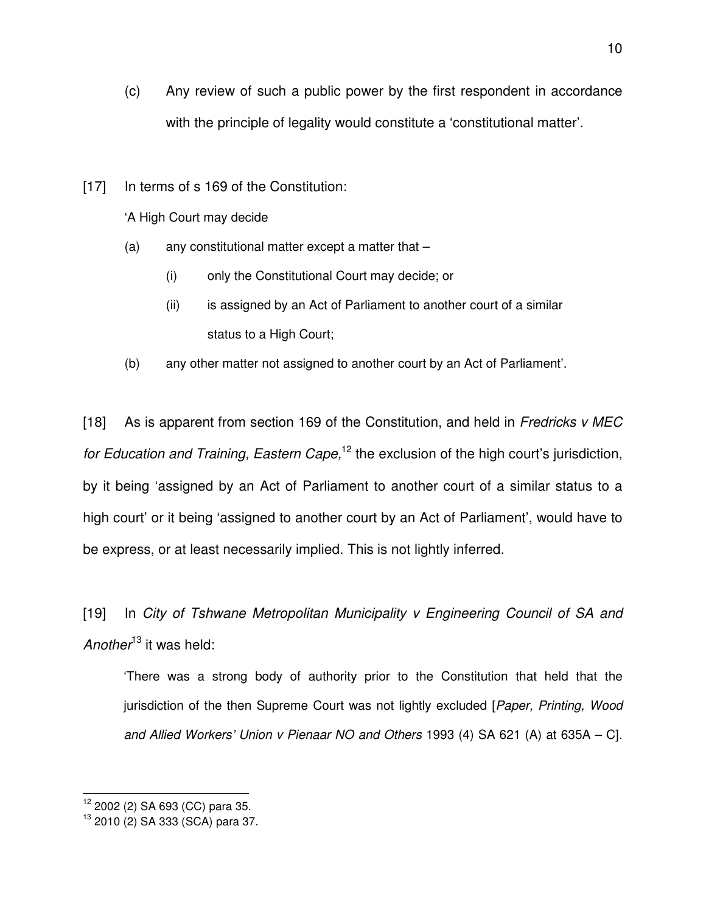(c) Any review of such a public power by the first respondent in accordance with the principle of legality would constitute a 'constitutional matter'.

[17] In terms of s 169 of the Constitution:

> 'A High Court may decide
>
> (a) any constitutional matter except a matter that –
>
> (i) only the Constitutional Court may decide; or
>
> (ii) is assigned by an Act of Parliament to another court of a similar status to a High Court;
>
> (b) any other matter not assigned to another court by an Act of Parliament'.

[18] As is apparent from section 169 of the Constitution, and held in *Fredricks v MEC for Education and Training, Eastern Cape,*[12] the exclusion of the high court's jurisdiction, by it being 'assigned by an Act of Parliament to another court of a similar status to a high court' or it being 'assigned to another court by an Act of Parliament', would have to be express, or at least necessarily implied. This is not lightly inferred.

[19] In *City of Tshwane Metropolitan Municipality v Engineering Council of SA and Another*[13] it was held:

> 'There was a strong body of authority prior to the Constitution that held that the jurisdiction of the then Supreme Court was not lightly excluded [*Paper, Printing, Wood and Allied Workers' Union v Pienaar NO and Others* 1993 (4) SA 621 (A) at 635A – C].

---

[12] 2002 (2) SA 693 (CC) para 35.

[13] 2010 (2) SA 333 (SCA) para 37.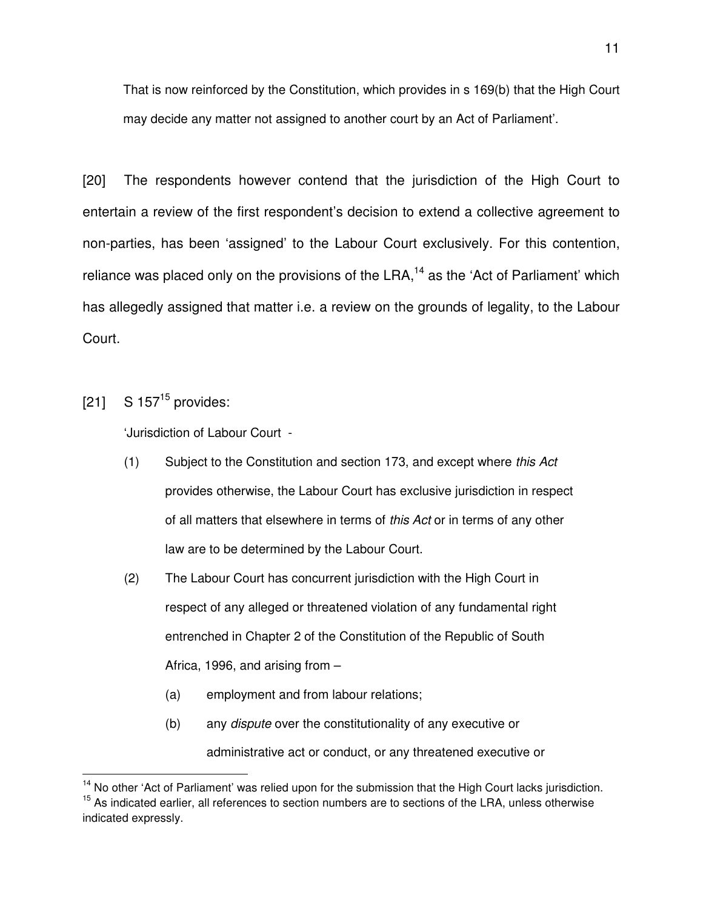That is now reinforced by the Constitution, which provides in s 169(b) that the High Court may decide any matter not assigned to another court by an Act of Parliament'.

[20] The respondents however contend that the jurisdiction of the High Court to entertain a review of the first respondent's decision to extend a collective agreement to non-parties, has been 'assigned' to the Labour Court exclusively. For this contention, reliance was placed only on the provisions of the LRA,[14] as the 'Act of Parliament' which has allegedly assigned that matter i.e. a review on the grounds of legality, to the Labour Court.

[21] S 157[15] provides:

> 'Jurisdiction of Labour Court -
>
> (1) Subject to the Constitution and section 173, and except where *this Act* provides otherwise, the Labour Court has exclusive jurisdiction in respect of all matters that elsewhere in terms of *this Act* or in terms of any other law are to be determined by the Labour Court.
>
> (2) The Labour Court has concurrent jurisdiction with the High Court in respect of any alleged or threatened violation of any fundamental right entrenched in Chapter 2 of the Constitution of the Republic of South Africa, 1996, and arising from –
>
> (a) employment and from labour relations;
>
> (b) any *dispute* over the constitutionality of any executive or administrative act or conduct, or any threatened executive or

---

[14] No other 'Act of Parliament' was relied upon for the submission that the High Court lacks jurisdiction.

[15] As indicated earlier, all references to section numbers are to sections of the LRA, unless otherwise indicated expressly.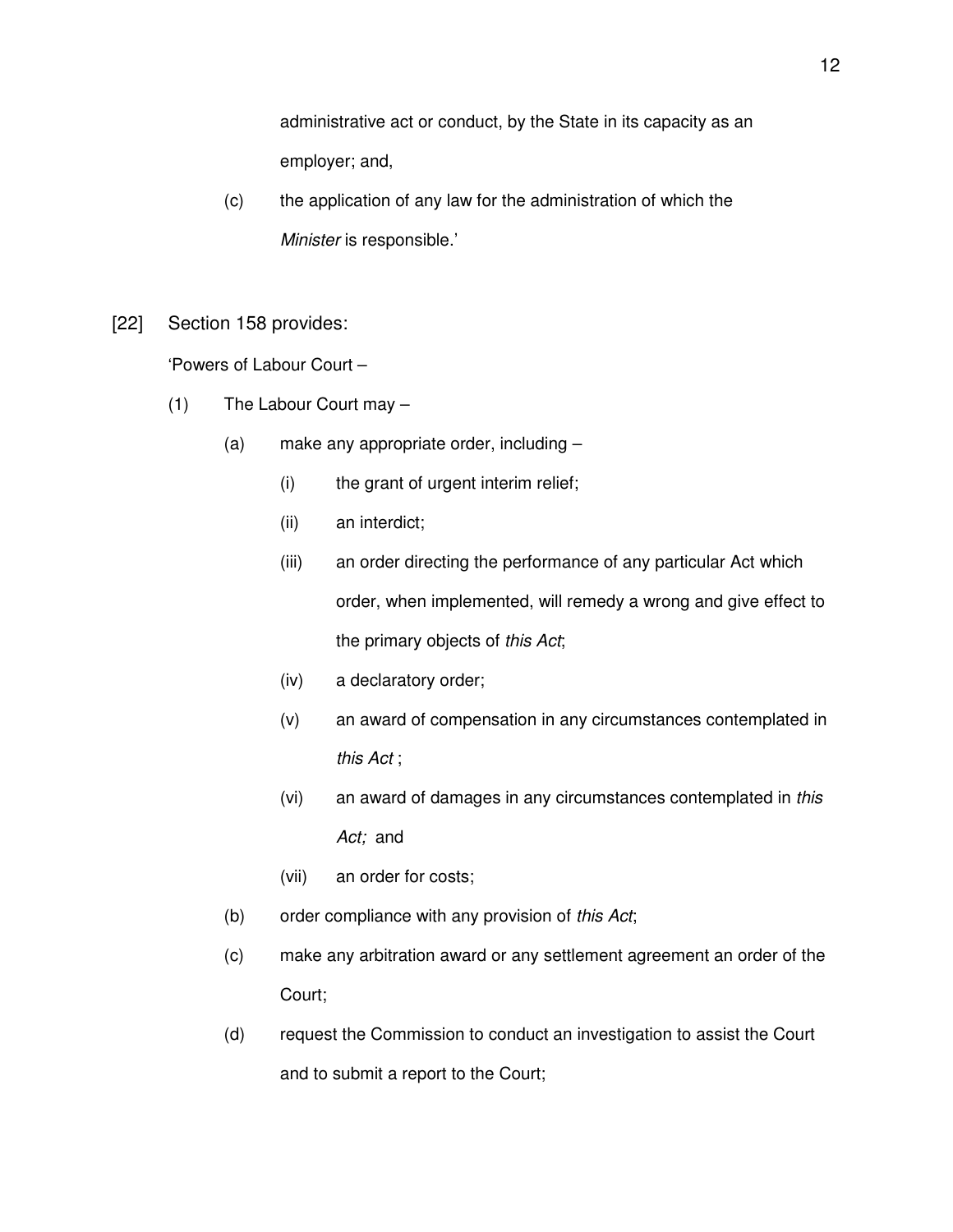administrative act or conduct, by the State in its capacity as an employer; and,

(c) the application of any law for the administration of which the *Minister* is responsible.'

[22] Section 158 provides:

'Powers of Labour Court –

(1) The Labour Court may –

(a) make any appropriate order, including –

(i) the grant of urgent interim relief;

(ii) an interdict;

(iii) an order directing the performance of any particular Act which order, when implemented, will remedy a wrong and give effect to the primary objects of *this Act*;

(iv) a declaratory order;

(v) an award of compensation in any circumstances contemplated in *this Act* ;

(vi) an award of damages in any circumstances contemplated in *this Act;* and

(vii) an order for costs;

(b) order compliance with any provision of *this Act*;

(c) make any arbitration award or any settlement agreement an order of the Court;

(d) request the Commission to conduct an investigation to assist the Court and to submit a report to the Court;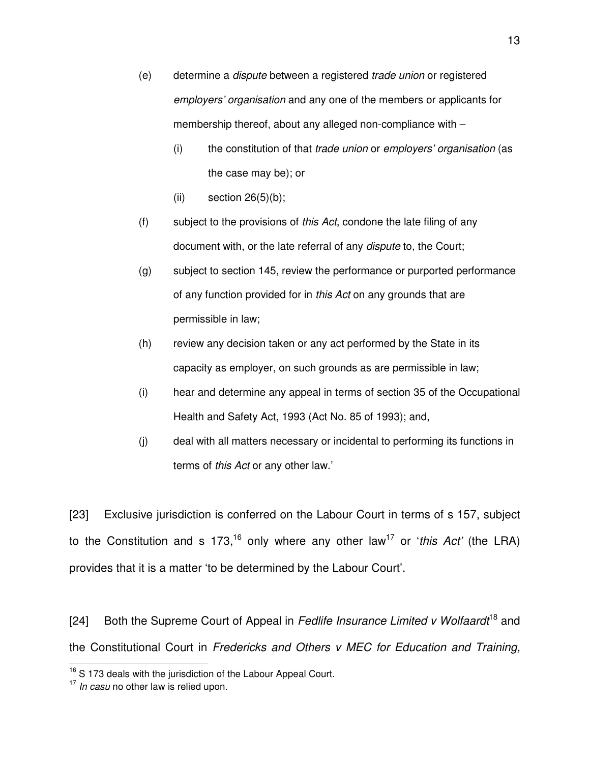(e) determine a *dispute* between a registered *trade union* or registered *employers' organisation* and any one of the members or applicants for membership thereof, about any alleged non-compliance with –

   (i) the constitution of that *trade union* or *employers' organisation* (as the case may be); or

   (ii) section 26(5)(b);

(f) subject to the provisions of *this Act*, condone the late filing of any document with, or the late referral of any *dispute* to, the Court;

(g) subject to section 145, review the performance or purported performance of any function provided for in *this Act* on any grounds that are permissible in law;

(h) review any decision taken or any act performed by the State in its capacity as employer, on such grounds as are permissible in law;

(i) hear and determine any appeal in terms of section 35 of the Occupational Health and Safety Act, 1993 (Act No. 85 of 1993); and,

(j) deal with all matters necessary or incidental to performing its functions in terms of *this Act* or any other law.'

[23] Exclusive jurisdiction is conferred on the Labour Court in terms of s 157, subject to the Constitution and s 173,[16] only where any other law[17] or '*this Act*' (the LRA) provides that it is a matter 'to be determined by the Labour Court'.

[24] Both the Supreme Court of Appeal in *Fedlife Insurance Limited v Wolfaardt*[18] and the Constitutional Court in *Fredericks and Others v MEC for Education and Training,*

---

[16] S 173 deals with the jurisdiction of the Labour Appeal Court.

[17] *In casu* no other law is relied upon.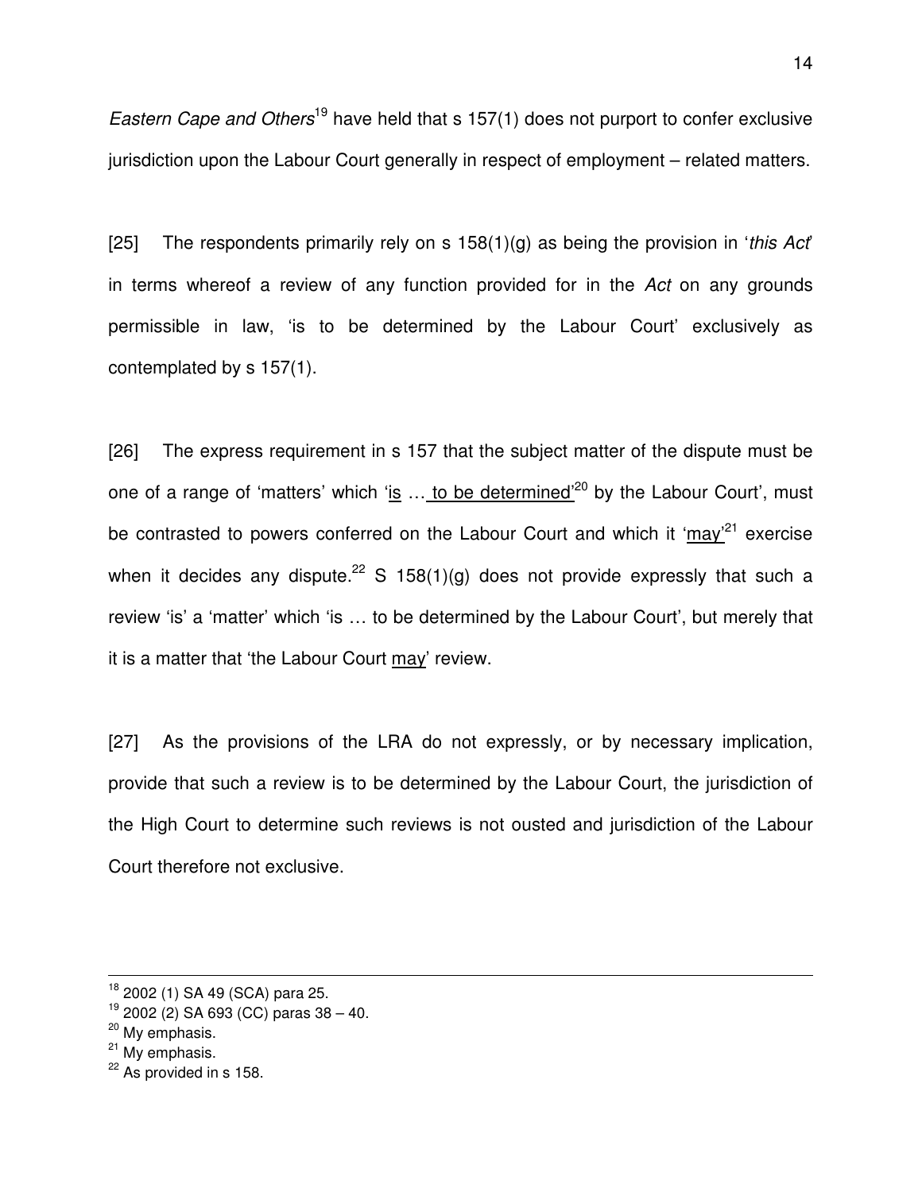*Eastern Cape and Others*[19] have held that s 157(1) does not purport to confer exclusive jurisdiction upon the Labour Court generally in respect of employment – related matters.

[25] The respondents primarily rely on s 158(1)(g) as being the provision in '*this Act*' in terms whereof a review of any function provided for in the *Act* on any grounds permissible in law, 'is to be determined by the Labour Court' exclusively as contemplated by s 157(1).

[26] The express requirement in s 157 that the subject matter of the dispute must be one of a range of 'matters' which 'is … to be determined'[20] by the Labour Court', must be contrasted to powers conferred on the Labour Court and which it 'may'[21] exercise when it decides any dispute.[22] S 158(1)(g) does not provide expressly that such a review 'is' a 'matter' which 'is … to be determined by the Labour Court', but merely that it is a matter that 'the Labour Court may' review.

[27] As the provisions of the LRA do not expressly, or by necessary implication, provide that such a review is to be determined by the Labour Court, the jurisdiction of the High Court to determine such reviews is not ousted and jurisdiction of the Labour Court therefore not exclusive.

---

[18] 2002 (1) SA 49 (SCA) para 25.
[19] 2002 (2) SA 693 (CC) paras 38 – 40.
[20] My emphasis.
[21] My emphasis.
[22] As provided in s 158.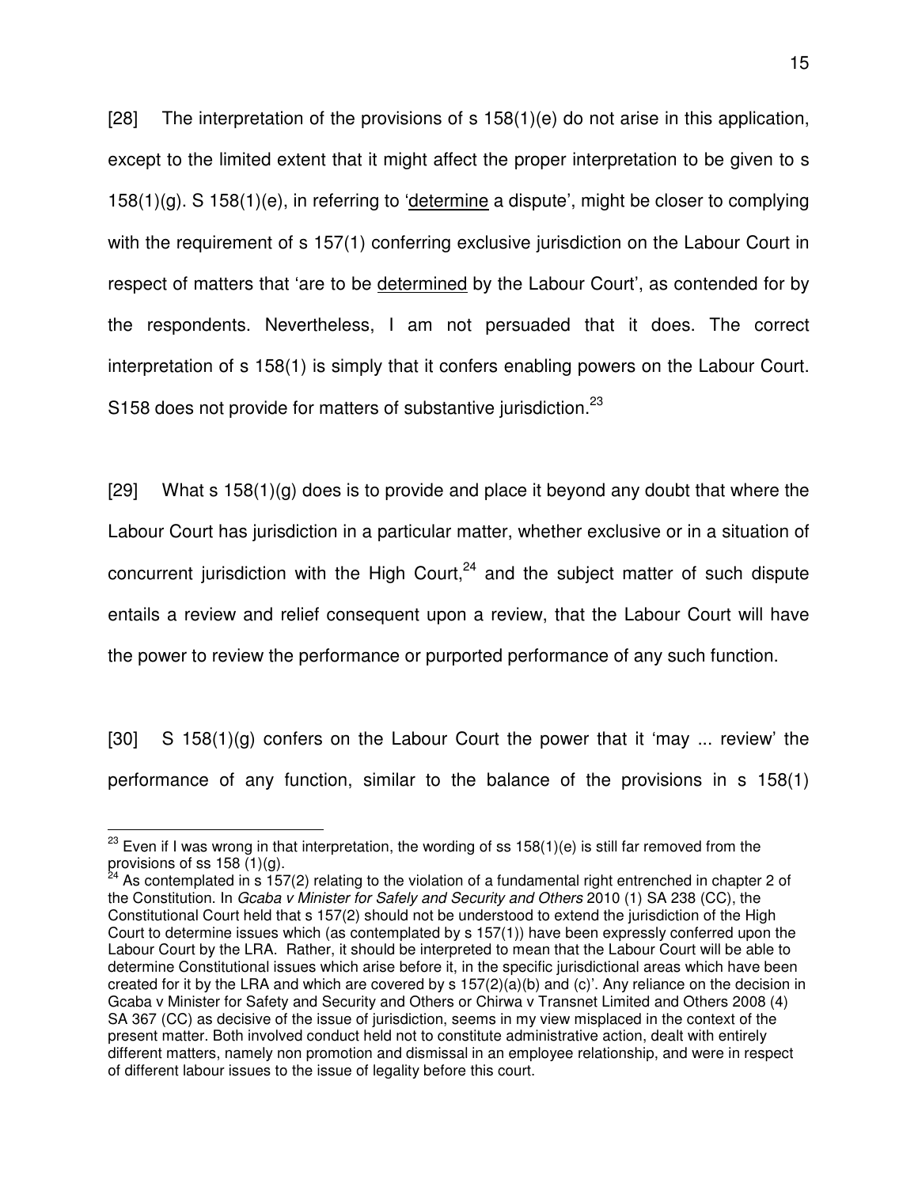[28] The interpretation of the provisions of s 158(1)(e) do not arise in this application, except to the limited extent that it might affect the proper interpretation to be given to s 158(1)(g). S 158(1)(e), in referring to 'determine a dispute', might be closer to complying with the requirement of s 157(1) conferring exclusive jurisdiction on the Labour Court in respect of matters that 'are to be determined by the Labour Court', as contended for by the respondents. Nevertheless, I am not persuaded that it does. The correct interpretation of s 158(1) is simply that it confers enabling powers on the Labour Court. S158 does not provide for matters of substantive jurisdiction.[23]

[29] What s 158(1)(g) does is to provide and place it beyond any doubt that where the Labour Court has jurisdiction in a particular matter, whether exclusive or in a situation of concurrent jurisdiction with the High Court,[24] and the subject matter of such dispute entails a review and relief consequent upon a review, that the Labour Court will have the power to review the performance or purported performance of any such function.

[30] S 158(1)(g) confers on the Labour Court the power that it 'may ... review' the performance of any function, similar to the balance of the provisions in s 158(1)

---

[23] Even if I was wrong in that interpretation, the wording of ss 158(1)(e) is still far removed from the provisions of ss 158 (1)(g).

[24] As contemplated in s 157(2) relating to the violation of a fundamental right entrenched in chapter 2 of the Constitution. In *Gcaba v Minister for Safely and Security and Others* 2010 (1) SA 238 (CC), the Constitutional Court held that s 157(2) should not be understood to extend the jurisdiction of the High Court to determine issues which (as contemplated by s 157(1)) have been expressly conferred upon the Labour Court by the LRA. Rather, it should be interpreted to mean that the Labour Court will be able to determine Constitutional issues which arise before it, in the specific jurisdictional areas which have been created for it by the LRA and which are covered by s 157(2)(a)(b) and (c)'. Any reliance on the decision in Gcaba v Minister for Safety and Security and Others or Chirwa v Transnet Limited and Others 2008 (4) SA 367 (CC) as decisive of the issue of jurisdiction, seems in my view misplaced in the context of the present matter. Both involved conduct held not to constitute administrative action, dealt with entirely different matters, namely non promotion and dismissal in an employee relationship, and were in respect of different labour issues to the issue of legality before this court.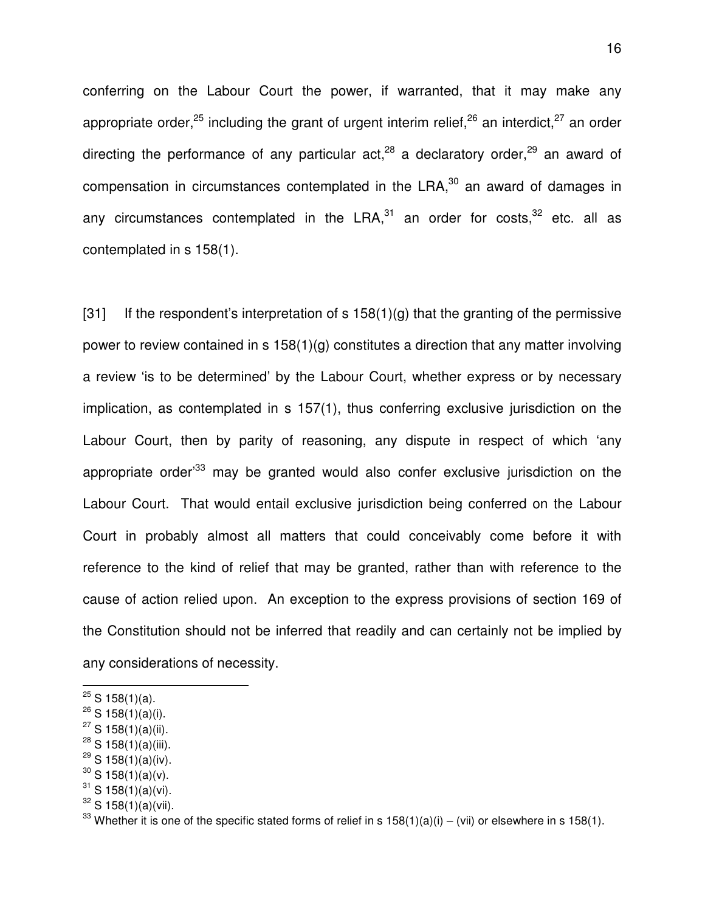conferring on the Labour Court the power, if warranted, that it may make any appropriate order,[25] including the grant of urgent interim relief,[26] an interdict,[27] an order directing the performance of any particular act,[28] a declaratory order,[29] an award of compensation in circumstances contemplated in the LRA,[30] an award of damages in any circumstances contemplated in the LRA,[31] an order for costs,[32] etc. all as contemplated in s 158(1).

[31] If the respondent's interpretation of s 158(1)(g) that the granting of the permissive power to review contained in s 158(1)(g) constitutes a direction that any matter involving a review 'is to be determined' by the Labour Court, whether express or by necessary implication, as contemplated in s 157(1), thus conferring exclusive jurisdiction on the Labour Court, then by parity of reasoning, any dispute in respect of which 'any appropriate order'[33] may be granted would also confer exclusive jurisdiction on the Labour Court. That would entail exclusive jurisdiction being conferred on the Labour Court in probably almost all matters that could conceivably come before it with reference to the kind of relief that may be granted, rather than with reference to the cause of action relied upon. An exception to the express provisions of section 169 of the Constitution should not be inferred that readily and can certainly not be implied by any considerations of necessity.

---

[25] S 158(1)(a).

[26] S 158(1)(a)(i).

[27] S 158(1)(a)(ii).

[28] S 158(1)(a)(iii).

[29] S 158(1)(a)(iv).

[30] S 158(1)(a)(v).

[31] S 158(1)(a)(vi).

[32] S 158(1)(a)(vii).

[33] Whether it is one of the specific stated forms of relief in s 158(1)(a)(i) – (vii) or elsewhere in s 158(1).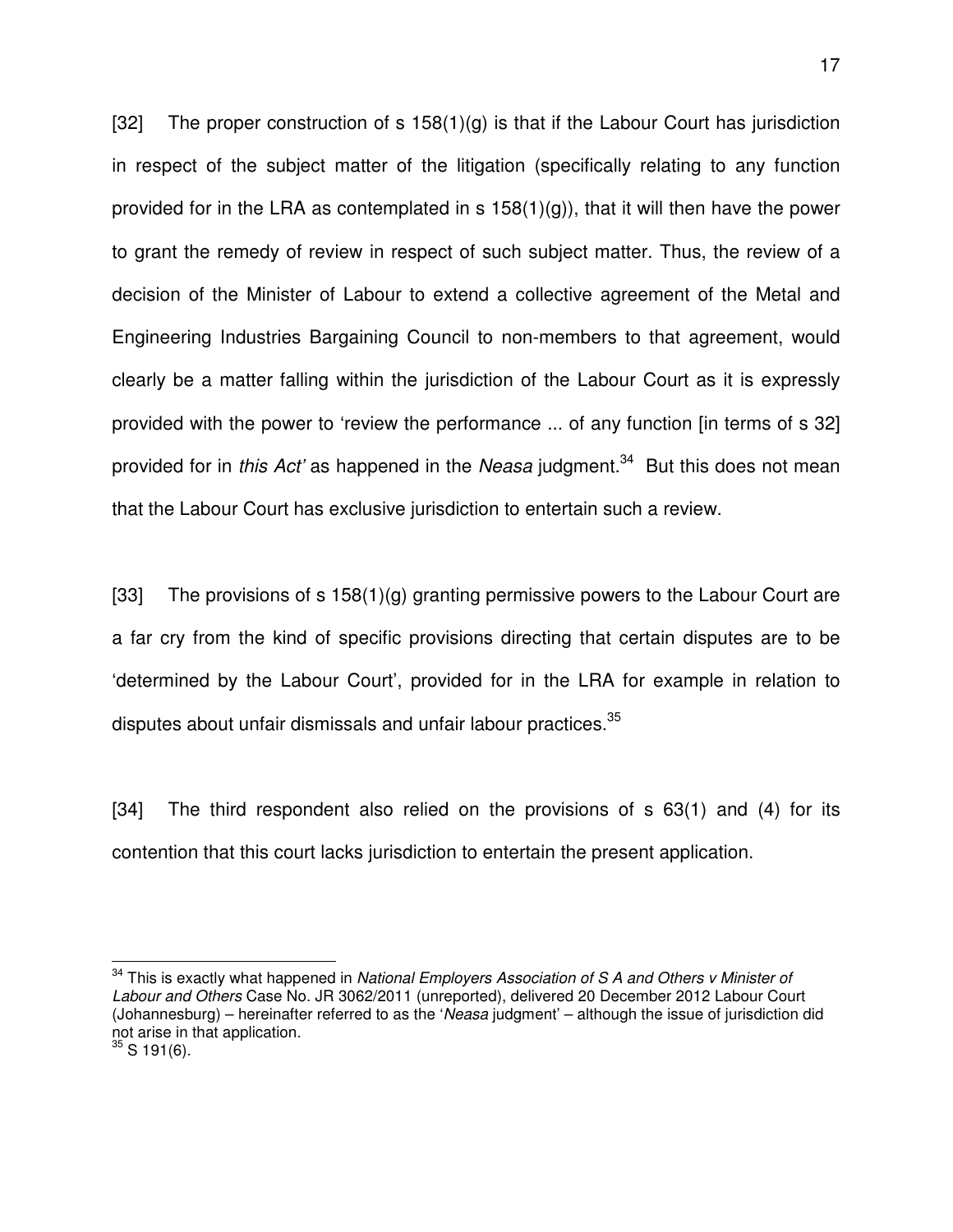[32] The proper construction of s 158(1)(g) is that if the Labour Court has jurisdiction in respect of the subject matter of the litigation (specifically relating to any function provided for in the LRA as contemplated in s 158(1)(g)), that it will then have the power to grant the remedy of review in respect of such subject matter. Thus, the review of a decision of the Minister of Labour to extend a collective agreement of the Metal and Engineering Industries Bargaining Council to non-members to that agreement, would clearly be a matter falling within the jurisdiction of the Labour Court as it is expressly provided with the power to 'review the performance ... of any function [in terms of s 32] provided for in *this Act'* as happened in the *Neasa* judgment.[34] But this does not mean that the Labour Court has exclusive jurisdiction to entertain such a review.

[33] The provisions of s 158(1)(g) granting permissive powers to the Labour Court are a far cry from the kind of specific provisions directing that certain disputes are to be 'determined by the Labour Court', provided for in the LRA for example in relation to disputes about unfair dismissals and unfair labour practices.[35]

[34] The third respondent also relied on the provisions of s 63(1) and (4) for its contention that this court lacks jurisdiction to entertain the present application.

---

[34] This is exactly what happened in *National Employers Association of S A and Others v Minister of Labour and Others* Case No. JR 3062/2011 (unreported), delivered 20 December 2012 Labour Court (Johannesburg) – hereinafter referred to as the '*Neasa* judgment' – although the issue of jurisdiction did not arise in that application.

[35] S 191(6).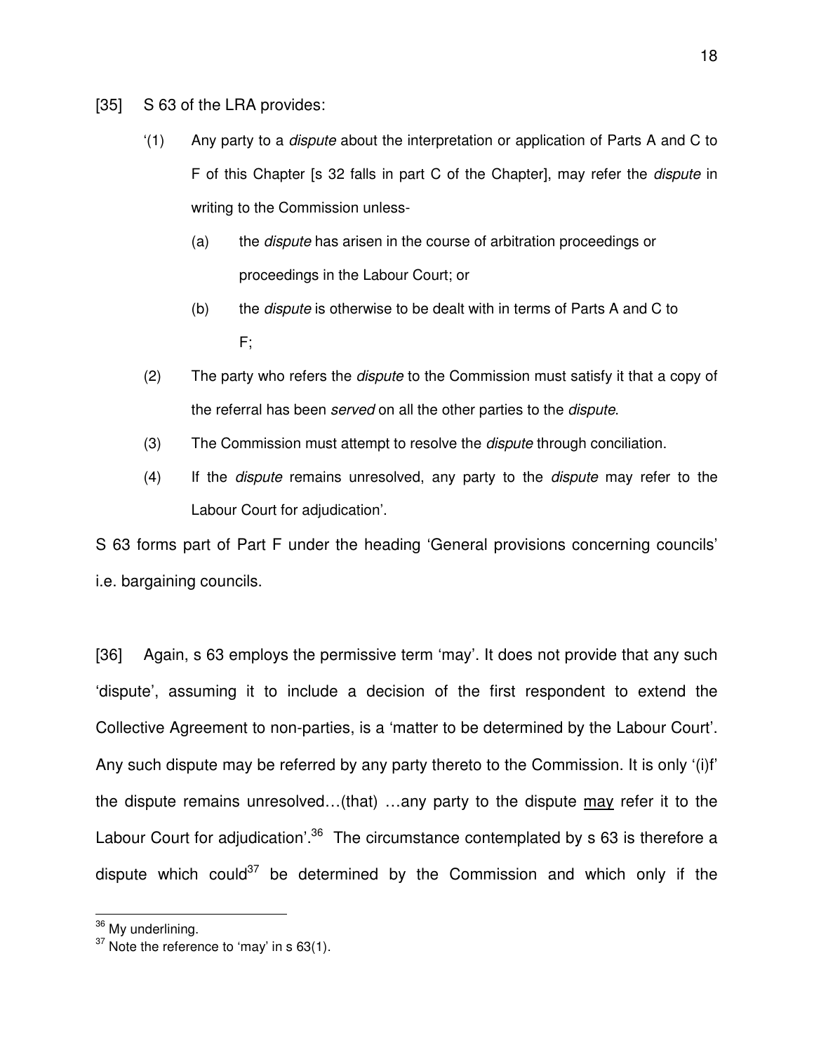[35] S 63 of the LRA provides:

> '(1) Any party to a *dispute* about the interpretation or application of Parts A and C to F of this Chapter [s 32 falls in part C of the Chapter], may refer the *dispute* in writing to the Commission unless-
>
> (a) the *dispute* has arisen in the course of arbitration proceedings or proceedings in the Labour Court; or
>
> (b) the *dispute* is otherwise to be dealt with in terms of Parts A and C to F;
>
> (2) The party who refers the *dispute* to the Commission must satisfy it that a copy of the referral has been *served* on all the other parties to the *dispute*.
>
> (3) The Commission must attempt to resolve the *dispute* through conciliation.
>
> (4) If the *dispute* remains unresolved, any party to the *dispute* may refer to the Labour Court for adjudication'.

S 63 forms part of Part F under the heading 'General provisions concerning councils' i.e. bargaining councils.

[36] Again, s 63 employs the permissive term 'may'. It does not provide that any such 'dispute', assuming it to include a decision of the first respondent to extend the Collective Agreement to non-parties, is a 'matter to be determined by the Labour Court'. Any such dispute may be referred by any party thereto to the Commission. It is only '(i)f' the dispute remains unresolved…(that) …any party to the dispute <u>may</u> refer it to the Labour Court for adjudication'.[36] The circumstance contemplated by s 63 is therefore a dispute which could[37] be determined by the Commission and which only if the

---

[36] My underlining.

[37] Note the reference to 'may' in s 63(1).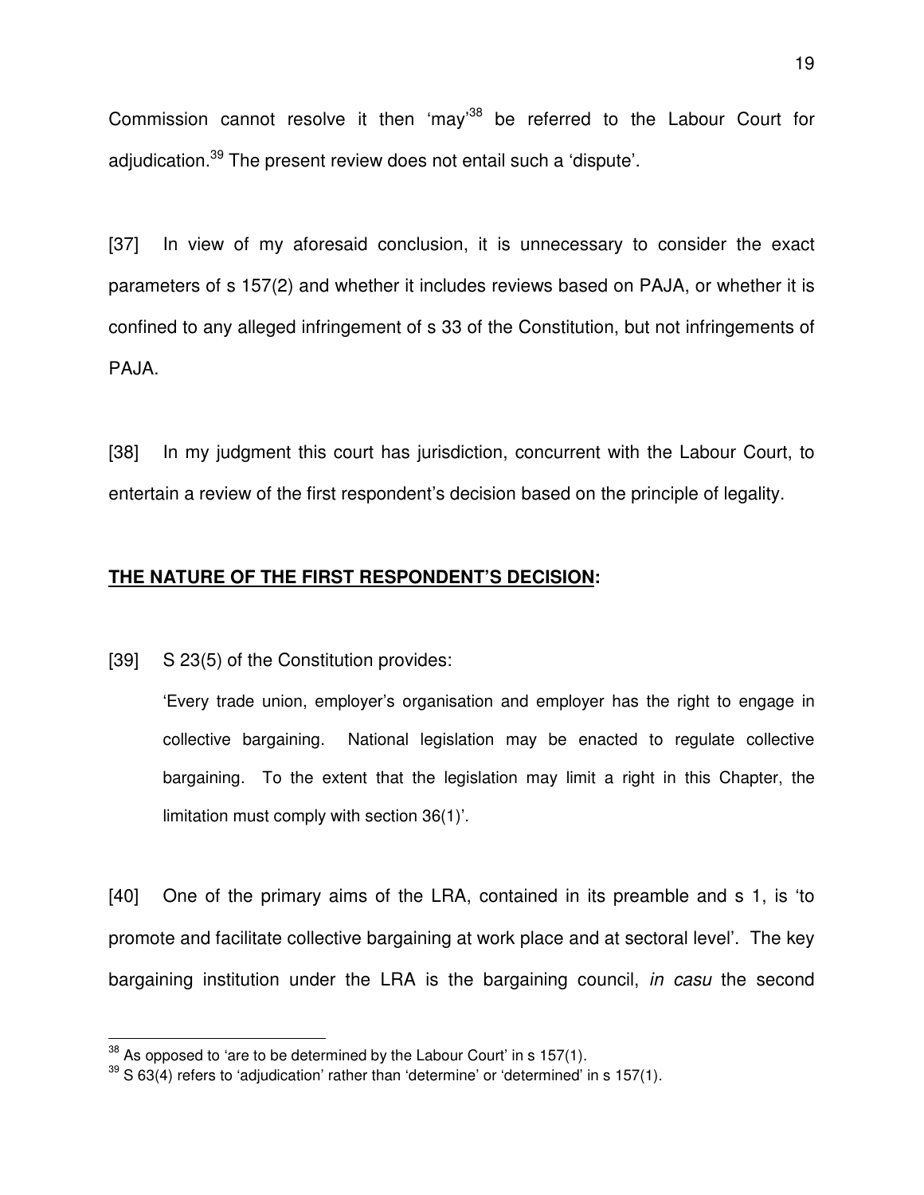Commission cannot resolve it then 'may'[38] be referred to the Labour Court for adjudication.[39] The present review does not entail such a 'dispute'.

[37] In view of my aforesaid conclusion, it is unnecessary to consider the exact parameters of s 157(2) and whether it includes reviews based on PAJA, or whether it is confined to any alleged infringement of s 33 of the Constitution, but not infringements of PAJA.

[38] In my judgment this court has jurisdiction, concurrent with the Labour Court, to entertain a review of the first respondent's decision based on the principle of legality.

**THE NATURE OF THE FIRST RESPONDENT'S DECISION:**

[39] S 23(5) of the Constitution provides:

> 'Every trade union, employer's organisation and employer has the right to engage in collective bargaining. National legislation may be enacted to regulate collective bargaining. To the extent that the legislation may limit a right in this Chapter, the limitation must comply with section 36(1)'.

[40] One of the primary aims of the LRA, contained in its preamble and s 1, is 'to promote and facilitate collective bargaining at work place and at sectoral level'. The key bargaining institution under the LRA is the bargaining council, *in casu* the second

---

[38] As opposed to 'are to be determined by the Labour Court' in s 157(1).

[39] S 63(4) refers to 'adjudication' rather than 'determine' or 'determined' in s 157(1).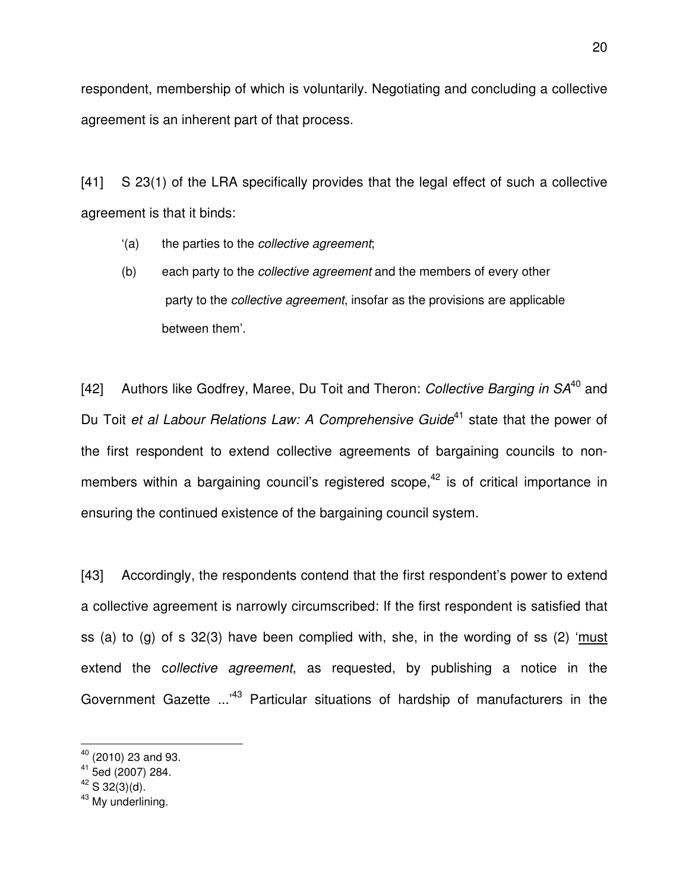respondent, membership of which is voluntarily. Negotiating and concluding a collective agreement is an inherent part of that process.

[41] S 23(1) of the LRA specifically provides that the legal effect of such a collective agreement is that it binds:

> '(a) the parties to the *collective agreement*;
>
> (b) each party to the *collective agreement* and the members of every other party to the *collective agreement*, insofar as the provisions are applicable between them'.

[42] Authors like Godfrey, Maree, Du Toit and Theron: *Collective Barging in SA*[40] and Du Toit *et al Labour Relations Law: A Comprehensive Guide*[41] state that the power of the first respondent to extend collective agreements of bargaining councils to non-members within a bargaining council's registered scope,[42] is of critical importance in ensuring the continued existence of the bargaining council system.

[43] Accordingly, the respondents contend that the first respondent's power to extend a collective agreement is narrowly circumscribed: If the first respondent is satisfied that ss (a) to (g) of s 32(3) have been complied with, she, in the wording of ss (2) '<u>must</u> extend the c*ollective agreement*, as requested, by publishing a notice in the Government Gazette ...'[43] Particular situations of hardship of manufacturers in the

---

[40] (2010) 23 and 93.

[41] 5ed (2007) 284.

[42] S 32(3)(d).

[43] My underlining.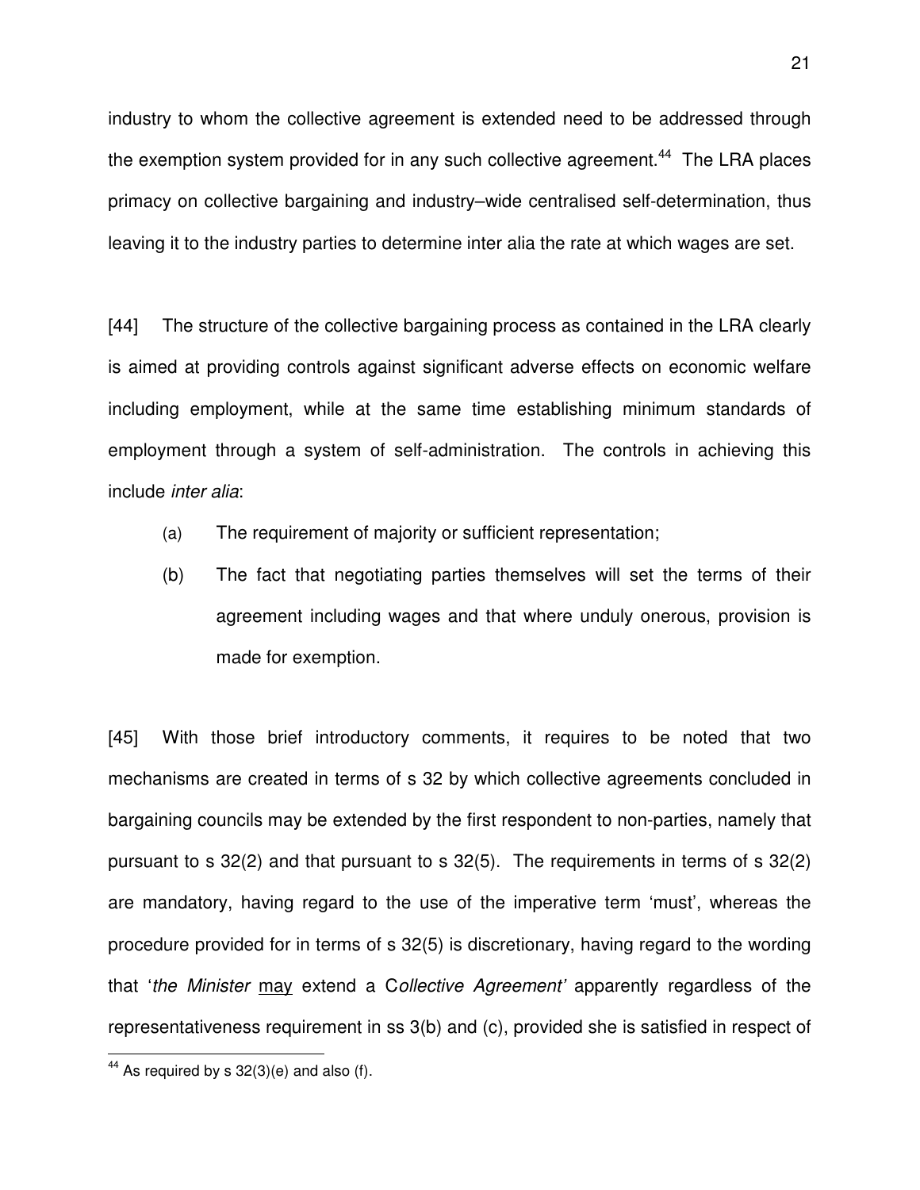industry to whom the collective agreement is extended need to be addressed through the exemption system provided for in any such collective agreement.[44] The LRA places primacy on collective bargaining and industry–wide centralised self-determination, thus leaving it to the industry parties to determine inter alia the rate at which wages are set.

[44] The structure of the collective bargaining process as contained in the LRA clearly is aimed at providing controls against significant adverse effects on economic welfare including employment, while at the same time establishing minimum standards of employment through a system of self-administration. The controls in achieving this include *inter alia*:

(a) The requirement of majority or sufficient representation;

(b) The fact that negotiating parties themselves will set the terms of their agreement including wages and that where unduly onerous, provision is made for exemption.

[45] With those brief introductory comments, it requires to be noted that two mechanisms are created in terms of s 32 by which collective agreements concluded in bargaining councils may be extended by the first respondent to non-parties, namely that pursuant to s 32(2) and that pursuant to s 32(5). The requirements in terms of s 32(2) are mandatory, having regard to the use of the imperative term 'must', whereas the procedure provided for in terms of s 32(5) is discretionary, having regard to the wording that '*the Minister* <u>may</u> extend a C*ollective Agreement'* apparently regardless of the representativeness requirement in ss 3(b) and (c), provided she is satisfied in respect of

[44] As required by s 32(3)(e) and also (f).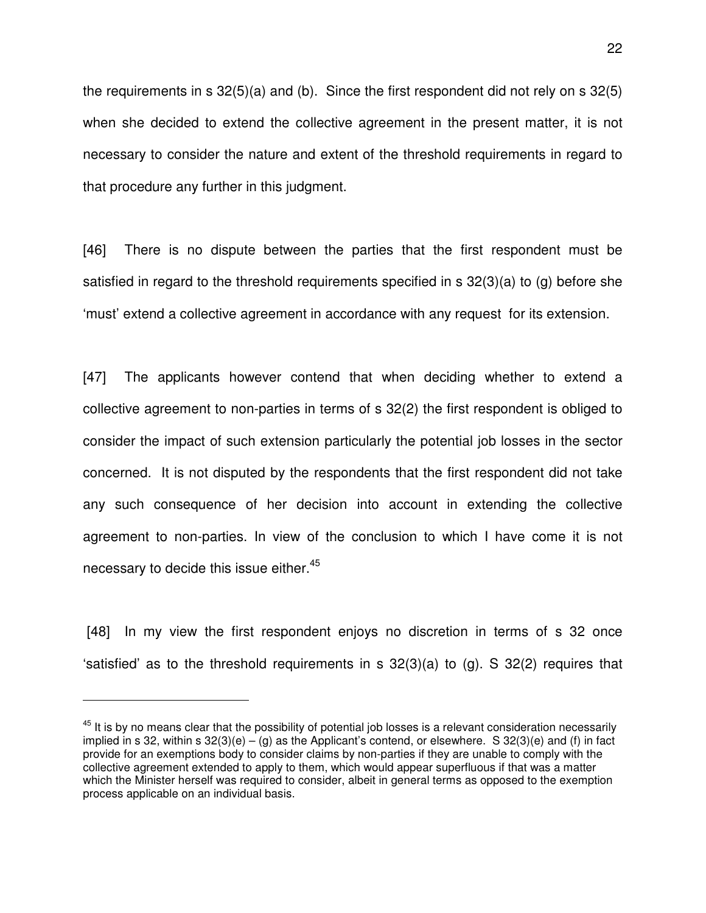the requirements in s 32(5)(a) and (b). Since the first respondent did not rely on s 32(5) when she decided to extend the collective agreement in the present matter, it is not necessary to consider the nature and extent of the threshold requirements in regard to that procedure any further in this judgment.

[46] There is no dispute between the parties that the first respondent must be satisfied in regard to the threshold requirements specified in s 32(3)(a) to (g) before she 'must' extend a collective agreement in accordance with any request for its extension.

[47] The applicants however contend that when deciding whether to extend a collective agreement to non-parties in terms of s 32(2) the first respondent is obliged to consider the impact of such extension particularly the potential job losses in the sector concerned. It is not disputed by the respondents that the first respondent did not take any such consequence of her decision into account in extending the collective agreement to non-parties. In view of the conclusion to which I have come it is not necessary to decide this issue either.[45]

[48] In my view the first respondent enjoys no discretion in terms of s 32 once 'satisfied' as to the threshold requirements in s 32(3)(a) to (g). S 32(2) requires that

---

[45] It is by no means clear that the possibility of potential job losses is a relevant consideration necessarily implied in s 32, within s 32(3)(e) – (g) as the Applicant's contend, or elsewhere. S 32(3)(e) and (f) in fact provide for an exemptions body to consider claims by non-parties if they are unable to comply with the collective agreement extended to apply to them, which would appear superfluous if that was a matter which the Minister herself was required to consider, albeit in general terms as opposed to the exemption process applicable on an individual basis.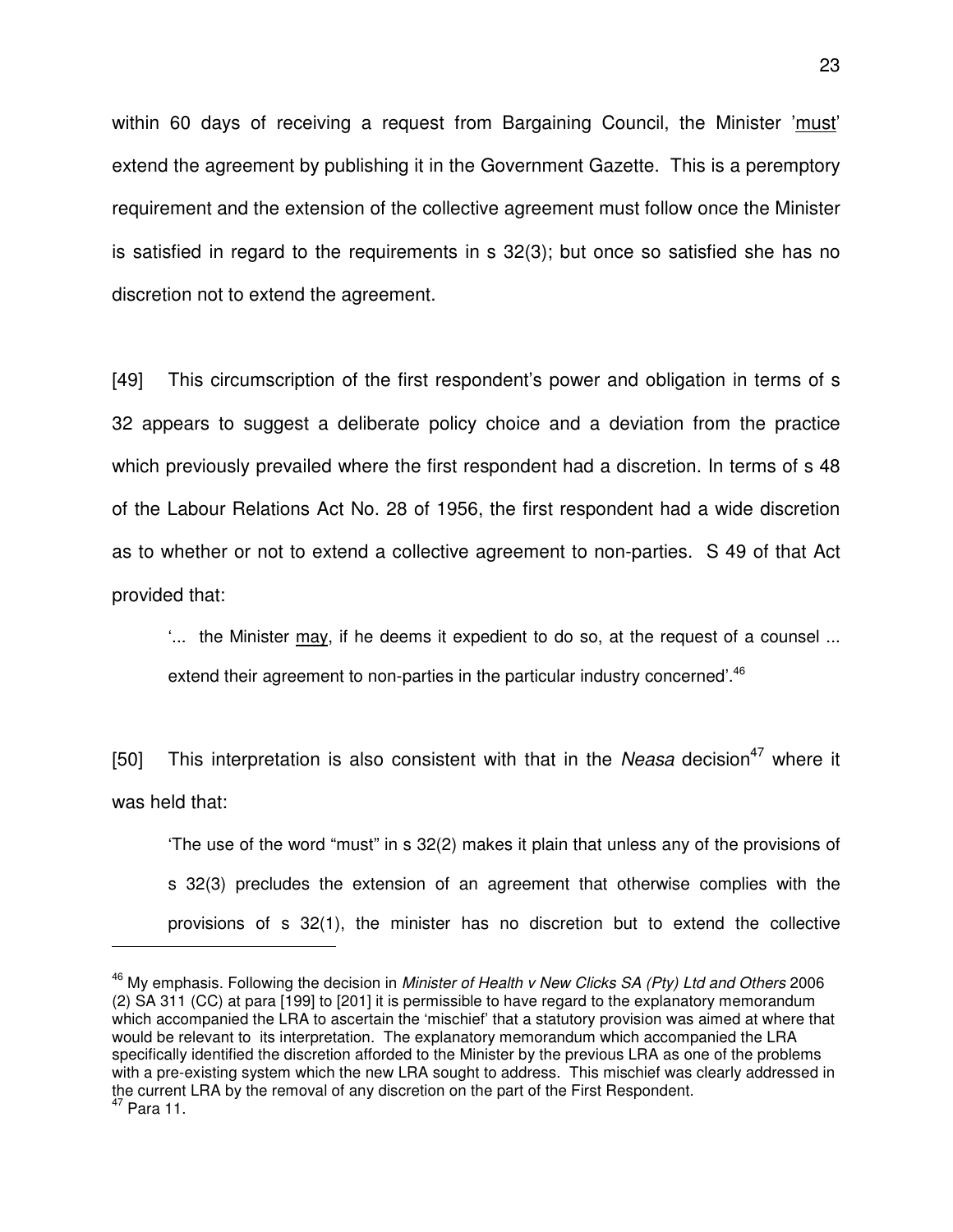within 60 days of receiving a request from Bargaining Council, the Minister 'must' extend the agreement by publishing it in the Government Gazette. This is a peremptory requirement and the extension of the collective agreement must follow once the Minister is satisfied in regard to the requirements in s 32(3); but once so satisfied she has no discretion not to extend the agreement.

[49] This circumscription of the first respondent's power and obligation in terms of s 32 appears to suggest a deliberate policy choice and a deviation from the practice which previously prevailed where the first respondent had a discretion. In terms of s 48 of the Labour Relations Act No. 28 of 1956, the first respondent had a wide discretion as to whether or not to extend a collective agreement to non-parties. S 49 of that Act provided that:

> '... the Minister may, if he deems it expedient to do so, at the request of a counsel ... extend their agreement to non-parties in the particular industry concerned'.[46]

[50] This interpretation is also consistent with that in the *Neasa* decision[47] where it was held that:

> 'The use of the word "must" in s 32(2) makes it plain that unless any of the provisions of s 32(3) precludes the extension of an agreement that otherwise complies with the provisions of s 32(1), the minister has no discretion but to extend the collective

---

[46] My emphasis. Following the decision in *Minister of Health v New Clicks SA (Pty) Ltd and Others* 2006 (2) SA 311 (CC) at para [199] to [201] it is permissible to have regard to the explanatory memorandum which accompanied the LRA to ascertain the 'mischief' that a statutory provision was aimed at where that would be relevant to its interpretation. The explanatory memorandum which accompanied the LRA specifically identified the discretion afforded to the Minister by the previous LRA as one of the problems with a pre-existing system which the new LRA sought to address. This mischief was clearly addressed in the current LRA by the removal of any discretion on the part of the First Respondent.

[47] Para 11.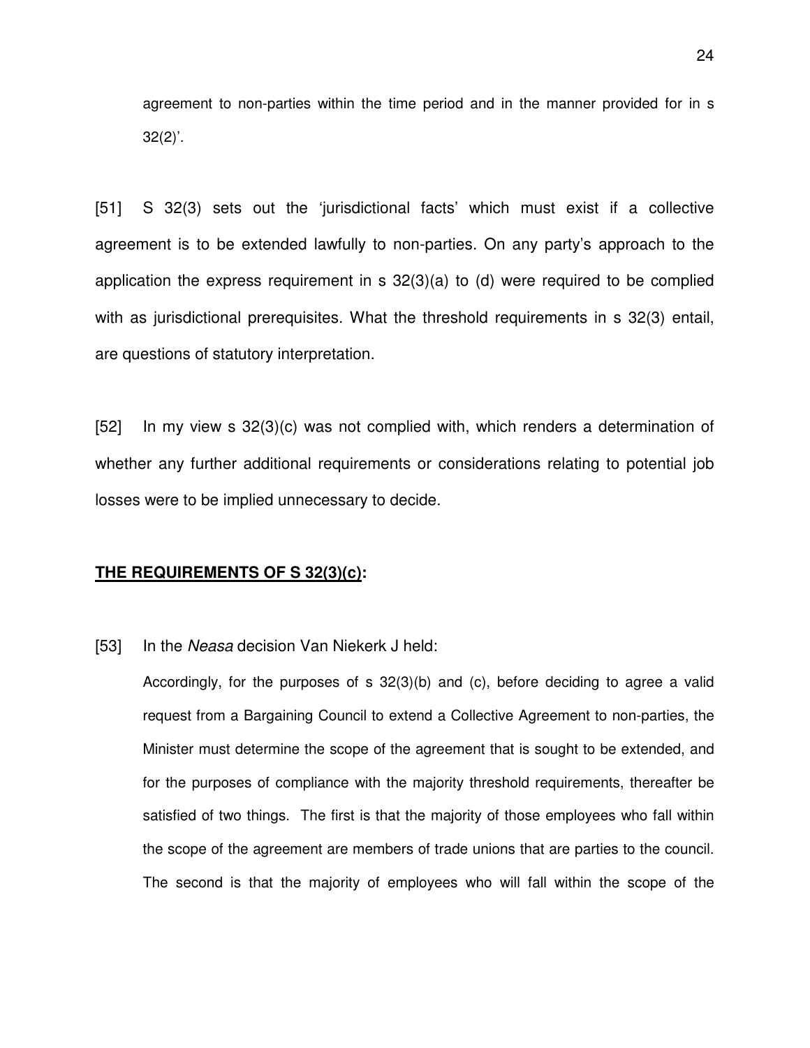agreement to non-parties within the time period and in the manner provided for in s 32(2)'.

[51] S 32(3) sets out the 'jurisdictional facts' which must exist if a collective agreement is to be extended lawfully to non-parties. On any party's approach to the application the express requirement in s 32(3)(a) to (d) were required to be complied with as jurisdictional prerequisites. What the threshold requirements in s 32(3) entail, are questions of statutory interpretation.

[52] In my view s 32(3)(c) was not complied with, which renders a determination of whether any further additional requirements or considerations relating to potential job losses were to be implied unnecessary to decide.

**<u>THE REQUIREMENTS OF S 32(3)(c)</u>:**

[53] In the *Neasa* decision Van Niekerk J held:

> Accordingly, for the purposes of s 32(3)(b) and (c), before deciding to agree a valid request from a Bargaining Council to extend a Collective Agreement to non-parties, the Minister must determine the scope of the agreement that is sought to be extended, and for the purposes of compliance with the majority threshold requirements, thereafter be satisfied of two things. The first is that the majority of those employees who fall within the scope of the agreement are members of trade unions that are parties to the council. The second is that the majority of employees who will fall within the scope of the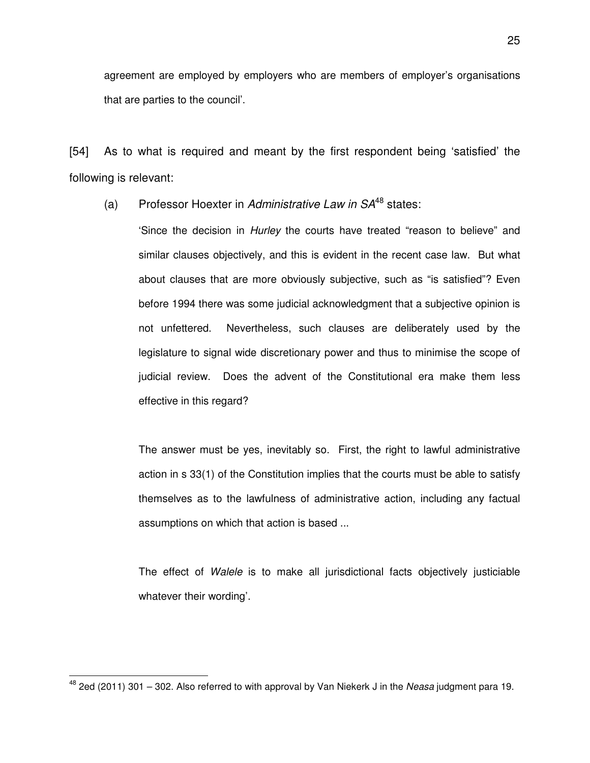agreement are employed by employers who are members of employer's organisations that are parties to the council'.

[54] As to what is required and meant by the first respondent being 'satisfied' the following is relevant:

(a) Professor Hoexter in *Administrative Law in SA*[48] states:

> 'Since the decision in *Hurley* the courts have treated "reason to believe" and similar clauses objectively, and this is evident in the recent case law. But what about clauses that are more obviously subjective, such as "is satisfied"? Even before 1994 there was some judicial acknowledgment that a subjective opinion is not unfettered. Nevertheless, such clauses are deliberately used by the legislature to signal wide discretionary power and thus to minimise the scope of judicial review. Does the advent of the Constitutional era make them less effective in this regard?
>
> The answer must be yes, inevitably so. First, the right to lawful administrative action in s 33(1) of the Constitution implies that the courts must be able to satisfy themselves as to the lawfulness of administrative action, including any factual assumptions on which that action is based ...
>
> The effect of *Walele* is to make all jurisdictional facts objectively justiciable whatever their wording'.

---

[48] 2ed (2011) 301 – 302. Also referred to with approval by Van Niekerk J in the *Neasa* judgment para 19.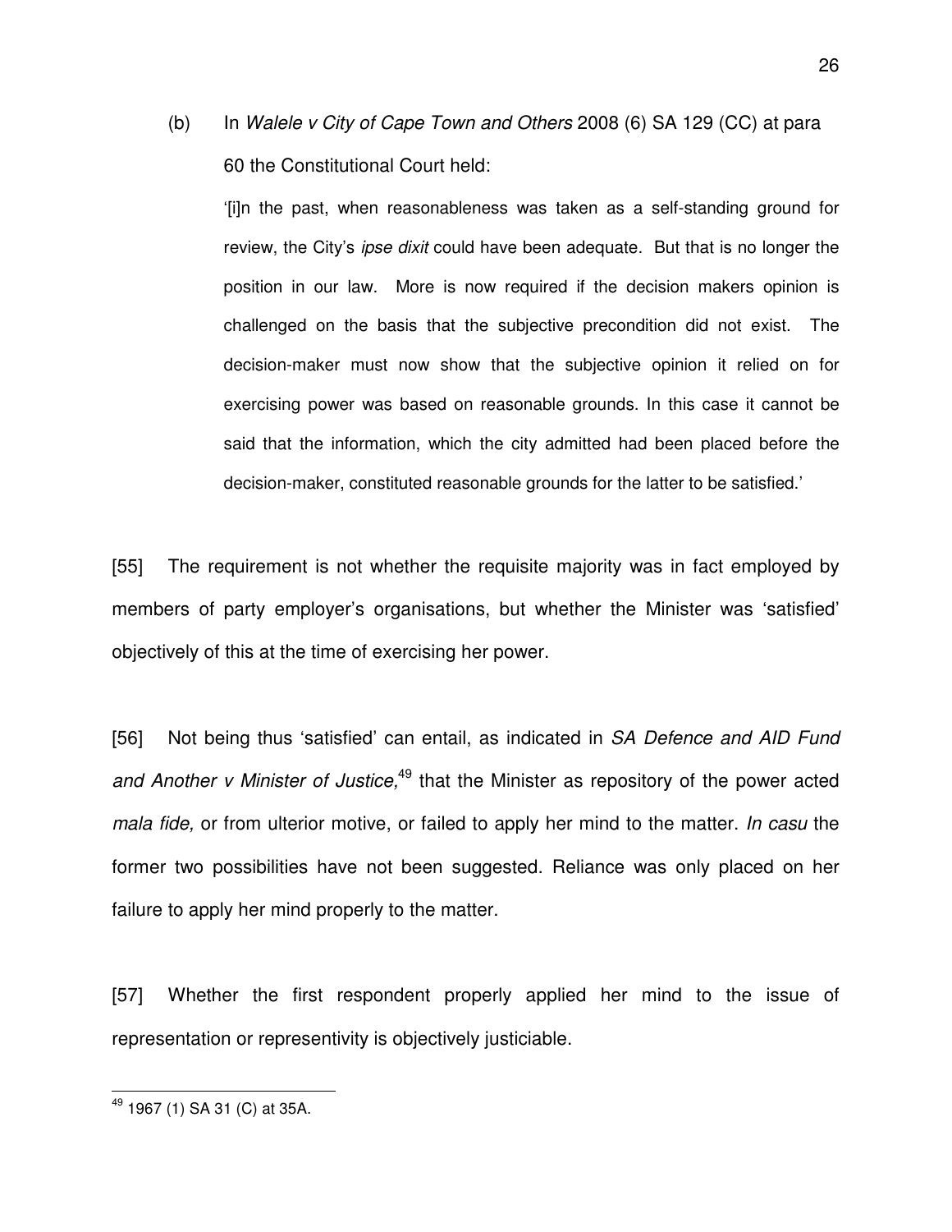(b) In *Walele v City of Cape Town and Others* 2008 (6) SA 129 (CC) at para 60 the Constitutional Court held:

> '[i]n the past, when reasonableness was taken as a self-standing ground for review, the City's *ipse dixit* could have been adequate. But that is no longer the position in our law. More is now required if the decision makers opinion is challenged on the basis that the subjective precondition did not exist. The decision-maker must now show that the subjective opinion it relied on for exercising power was based on reasonable grounds. In this case it cannot be said that the information, which the city admitted had been placed before the decision-maker, constituted reasonable grounds for the latter to be satisfied.'

[55] The requirement is not whether the requisite majority was in fact employed by members of party employer's organisations, but whether the Minister was 'satisfied' objectively of this at the time of exercising her power.

[56] Not being thus 'satisfied' can entail, as indicated in *SA Defence and AID Fund and Another v Minister of Justice,*[49] that the Minister as repository of the power acted *mala fide,* or from ulterior motive, or failed to apply her mind to the matter. *In casu* the former two possibilities have not been suggested. Reliance was only placed on her failure to apply her mind properly to the matter.

[57] Whether the first respondent properly applied her mind to the issue of representation or representivity is objectively justiciable.

---

[49] 1967 (1) SA 31 (C) at 35A.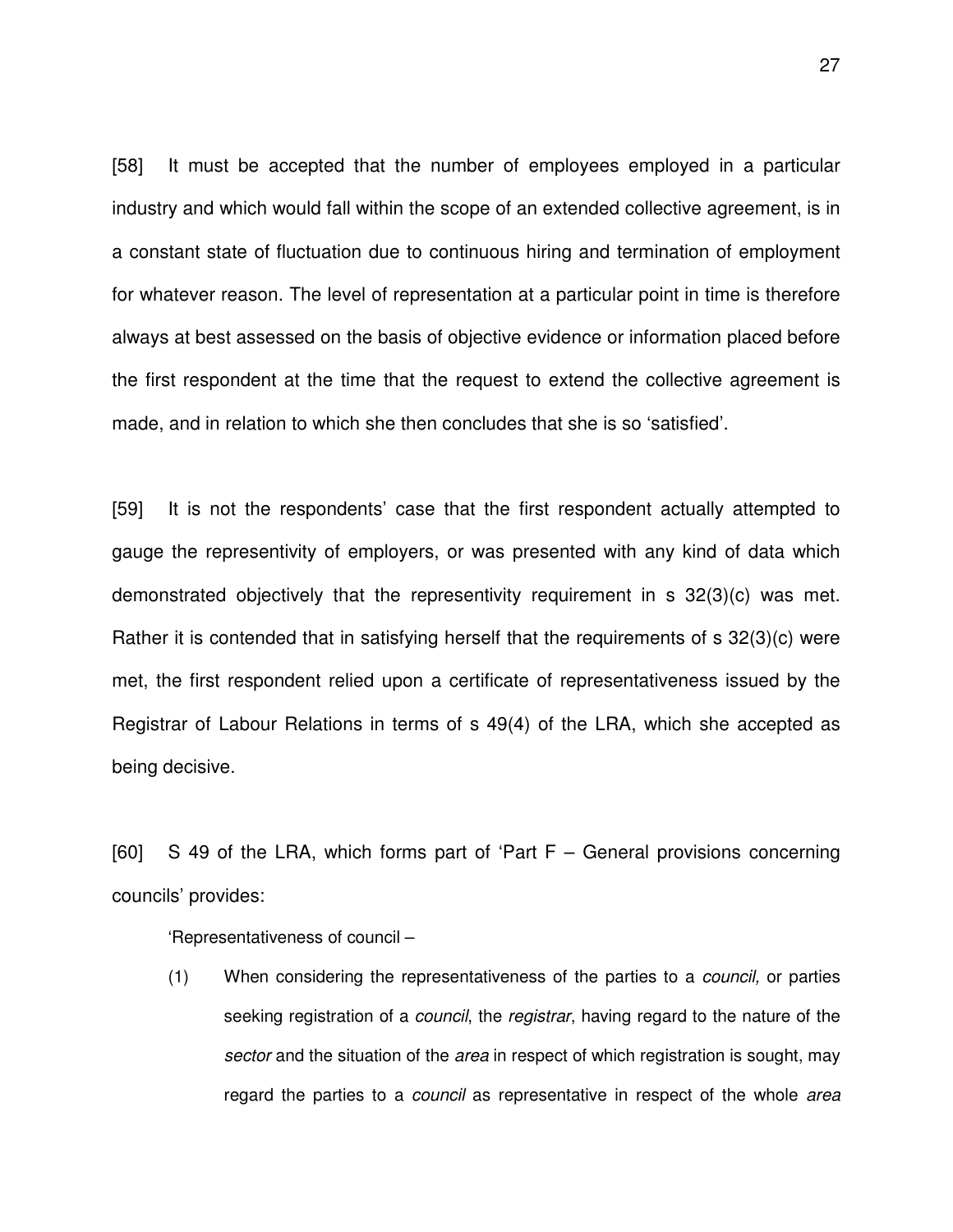[58] It must be accepted that the number of employees employed in a particular industry and which would fall within the scope of an extended collective agreement, is in a constant state of fluctuation due to continuous hiring and termination of employment for whatever reason. The level of representation at a particular point in time is therefore always at best assessed on the basis of objective evidence or information placed before the first respondent at the time that the request to extend the collective agreement is made, and in relation to which she then concludes that she is so 'satisfied'.

[59] It is not the respondents' case that the first respondent actually attempted to gauge the representivity of employers, or was presented with any kind of data which demonstrated objectively that the representivity requirement in s 32(3)(c) was met. Rather it is contended that in satisfying herself that the requirements of s 32(3)(c) were met, the first respondent relied upon a certificate of representativeness issued by the Registrar of Labour Relations in terms of s 49(4) of the LRA, which she accepted as being decisive.

[60] S 49 of the LRA, which forms part of 'Part F – General provisions concerning councils' provides:

> 'Representativeness of council –
>
> (1) When considering the representativeness of the parties to a *council,* or parties seeking registration of a *council*, the *registrar*, having regard to the nature of the *sector* and the situation of the *area* in respect of which registration is sought, may regard the parties to a *council* as representative in respect of the whole *area*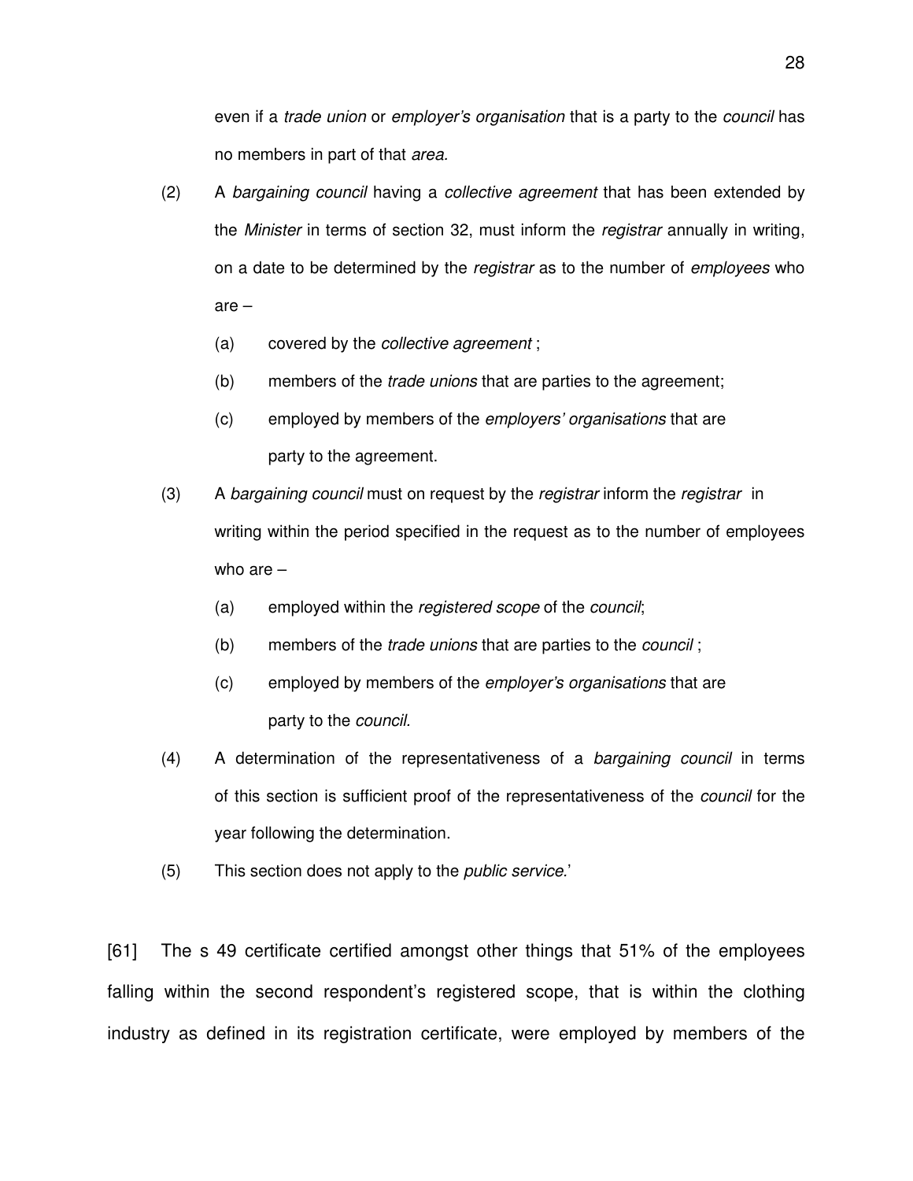even if a *trade union* or *employer's organisation* that is a party to the *council* has no members in part of that *area.*

(2) A *bargaining council* having a *collective agreement* that has been extended by the *Minister* in terms of section 32, must inform the *registrar* annually in writing, on a date to be determined by the *registrar* as to the number of *employees* who are –

(a) covered by the *collective agreement* ;

(b) members of the *trade unions* that are parties to the agreement;

(c) employed by members of the *employers' organisations* that are party to the agreement.

(3) A *bargaining council* must on request by the *registrar* inform the *registrar* in writing within the period specified in the request as to the number of employees who are –

(a) employed within the *registered scope* of the *council*;

(b) members of the *trade unions* that are parties to the *council* ;

(c) employed by members of the *employer's organisations* that are party to the *council.*

(4) A determination of the representativeness of a *bargaining council* in terms of this section is sufficient proof of the representativeness of the *council* for the year following the determination.

(5) This section does not apply to the *public service.*'

[61] The s 49 certificate certified amongst other things that 51% of the employees falling within the second respondent's registered scope, that is within the clothing industry as defined in its registration certificate, were employed by members of the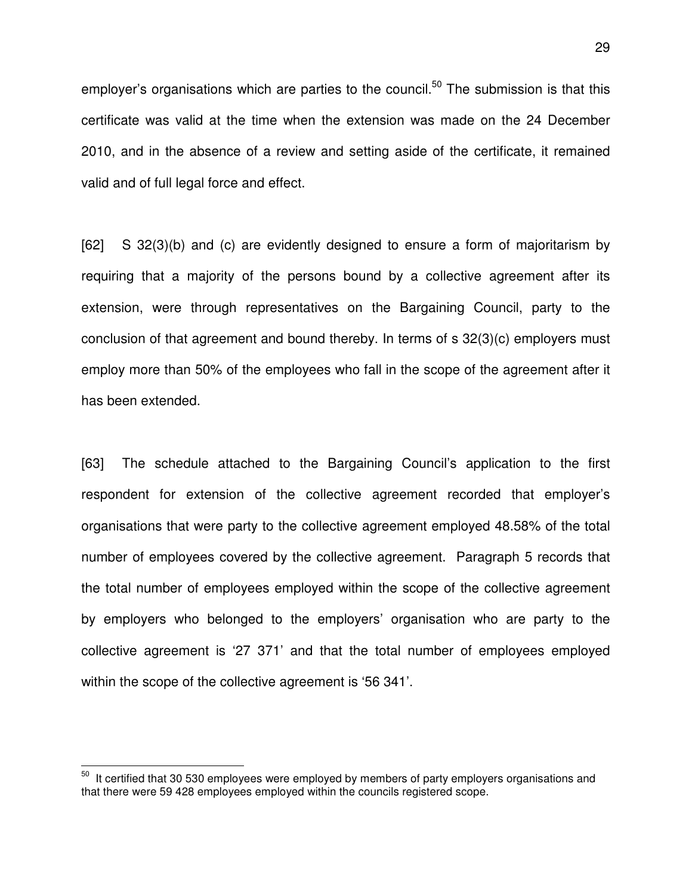employer's organisations which are parties to the council.[50] The submission is that this certificate was valid at the time when the extension was made on the 24 December 2010, and in the absence of a review and setting aside of the certificate, it remained valid and of full legal force and effect.

[62] S 32(3)(b) and (c) are evidently designed to ensure a form of majoritarism by requiring that a majority of the persons bound by a collective agreement after its extension, were through representatives on the Bargaining Council, party to the conclusion of that agreement and bound thereby. In terms of s 32(3)(c) employers must employ more than 50% of the employees who fall in the scope of the agreement after it has been extended.

[63] The schedule attached to the Bargaining Council's application to the first respondent for extension of the collective agreement recorded that employer's organisations that were party to the collective agreement employed 48.58% of the total number of employees covered by the collective agreement. Paragraph 5 records that the total number of employees employed within the scope of the collective agreement by employers who belonged to the employers' organisation who are party to the collective agreement is '27 371' and that the total number of employees employed within the scope of the collective agreement is '56 341'.

---

[50] It certified that 30 530 employees were employed by members of party employers organisations and that there were 59 428 employees employed within the councils registered scope.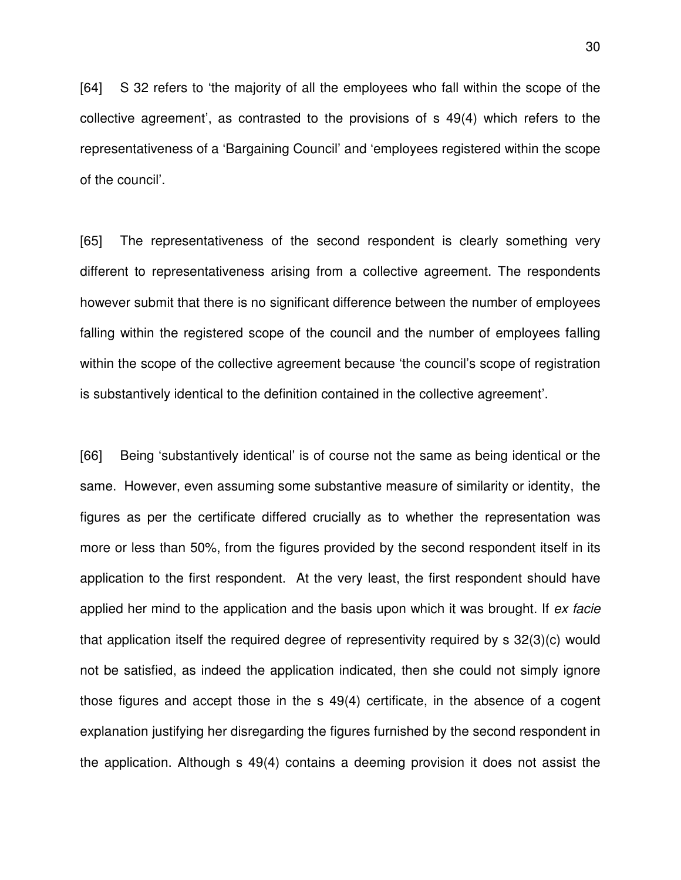[64] S 32 refers to 'the majority of all the employees who fall within the scope of the collective agreement', as contrasted to the provisions of s 49(4) which refers to the representativeness of a 'Bargaining Council' and 'employees registered within the scope of the council'.

[65] The representativeness of the second respondent is clearly something very different to representativeness arising from a collective agreement. The respondents however submit that there is no significant difference between the number of employees falling within the registered scope of the council and the number of employees falling within the scope of the collective agreement because 'the council's scope of registration is substantively identical to the definition contained in the collective agreement'.

[66] Being 'substantively identical' is of course not the same as being identical or the same. However, even assuming some substantive measure of similarity or identity, the figures as per the certificate differed crucially as to whether the representation was more or less than 50%, from the figures provided by the second respondent itself in its application to the first respondent. At the very least, the first respondent should have applied her mind to the application and the basis upon which it was brought. If *ex facie* that application itself the required degree of representivity required by s 32(3)(c) would not be satisfied, as indeed the application indicated, then she could not simply ignore those figures and accept those in the s 49(4) certificate, in the absence of a cogent explanation justifying her disregarding the figures furnished by the second respondent in the application. Although s 49(4) contains a deeming provision it does not assist the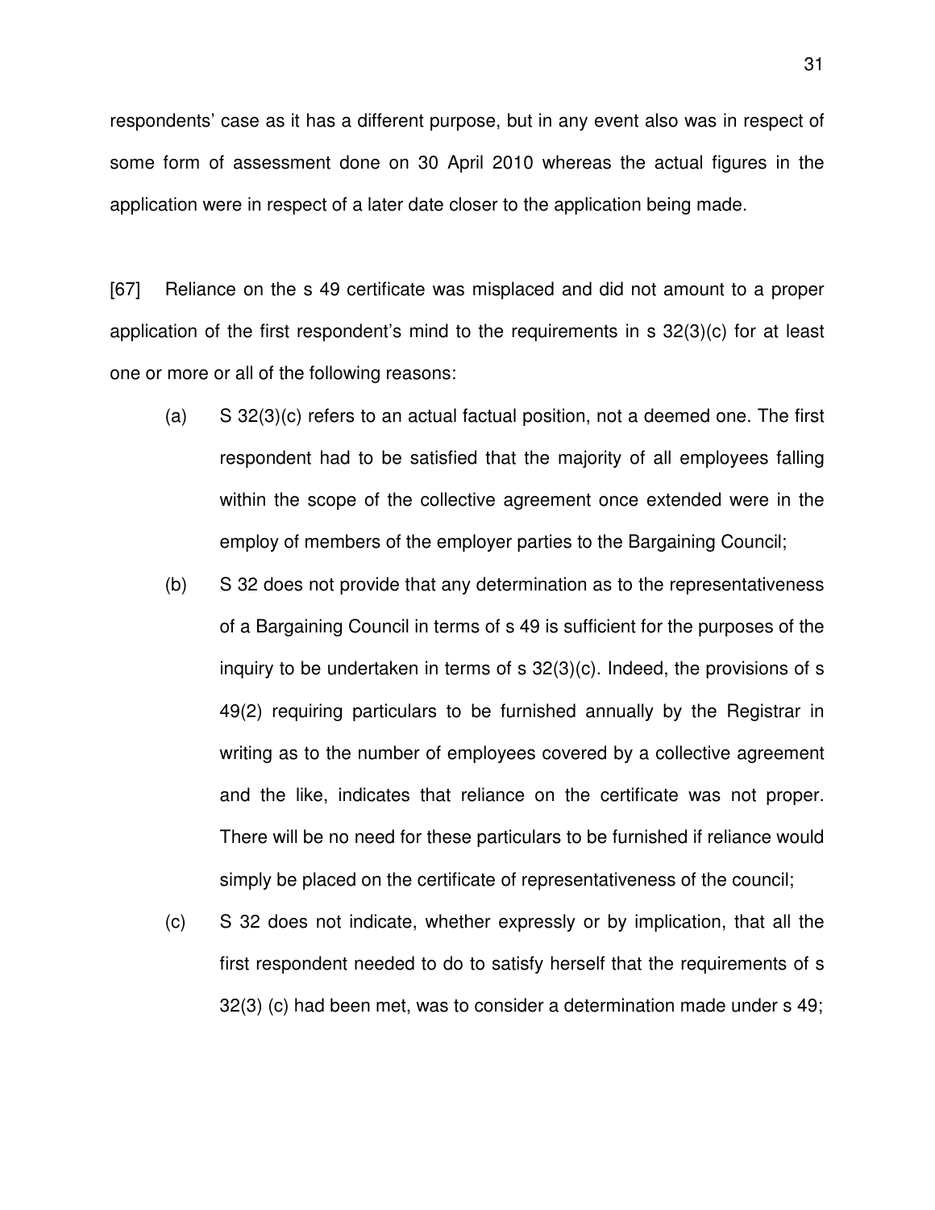respondents' case as it has a different purpose, but in any event also was in respect of some form of assessment done on 30 April 2010 whereas the actual figures in the application were in respect of a later date closer to the application being made.

[67] Reliance on the s 49 certificate was misplaced and did not amount to a proper application of the first respondent's mind to the requirements in s 32(3)(c) for at least one or more or all of the following reasons:

(a) S 32(3)(c) refers to an actual factual position, not a deemed one. The first respondent had to be satisfied that the majority of all employees falling within the scope of the collective agreement once extended were in the employ of members of the employer parties to the Bargaining Council;

(b) S 32 does not provide that any determination as to the representativeness of a Bargaining Council in terms of s 49 is sufficient for the purposes of the inquiry to be undertaken in terms of s 32(3)(c). Indeed, the provisions of s 49(2) requiring particulars to be furnished annually by the Registrar in writing as to the number of employees covered by a collective agreement and the like, indicates that reliance on the certificate was not proper. There will be no need for these particulars to be furnished if reliance would simply be placed on the certificate of representativeness of the council;

(c) S 32 does not indicate, whether expressly or by implication, that all the first respondent needed to do to satisfy herself that the requirements of s 32(3) (c) had been met, was to consider a determination made under s 49;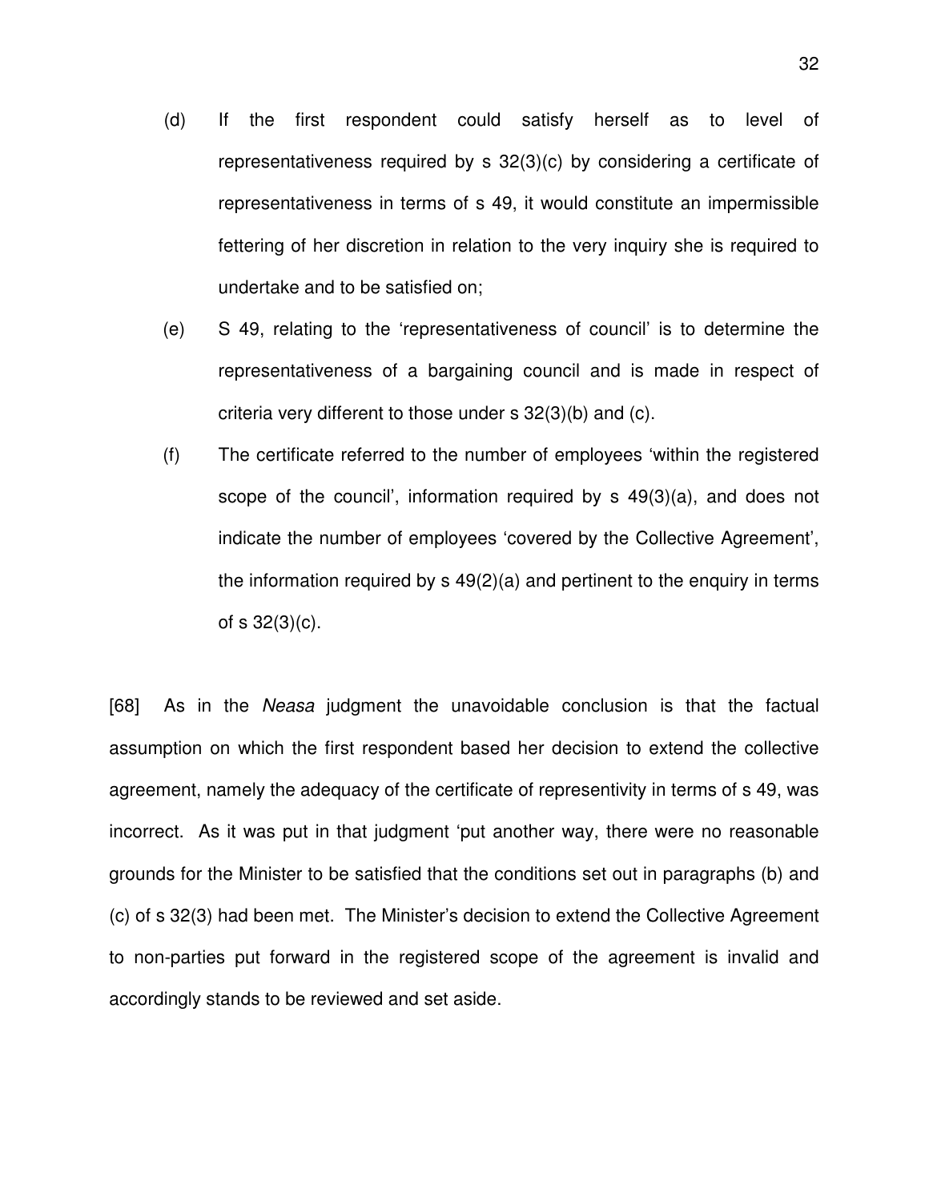(d) If the first respondent could satisfy herself as to level of representativeness required by s 32(3)(c) by considering a certificate of representativeness in terms of s 49, it would constitute an impermissible fettering of her discretion in relation to the very inquiry she is required to undertake and to be satisfied on;

(e) S 49, relating to the 'representativeness of council' is to determine the representativeness of a bargaining council and is made in respect of criteria very different to those under s 32(3)(b) and (c).

(f) The certificate referred to the number of employees 'within the registered scope of the council', information required by s 49(3)(a), and does not indicate the number of employees 'covered by the Collective Agreement', the information required by s 49(2)(a) and pertinent to the enquiry in terms of s 32(3)(c).

[68] As in the *Neasa* judgment the unavoidable conclusion is that the factual assumption on which the first respondent based her decision to extend the collective agreement, namely the adequacy of the certificate of representivity in terms of s 49, was incorrect. As it was put in that judgment 'put another way, there were no reasonable grounds for the Minister to be satisfied that the conditions set out in paragraphs (b) and (c) of s 32(3) had been met. The Minister's decision to extend the Collective Agreement to non-parties put forward in the registered scope of the agreement is invalid and accordingly stands to be reviewed and set aside.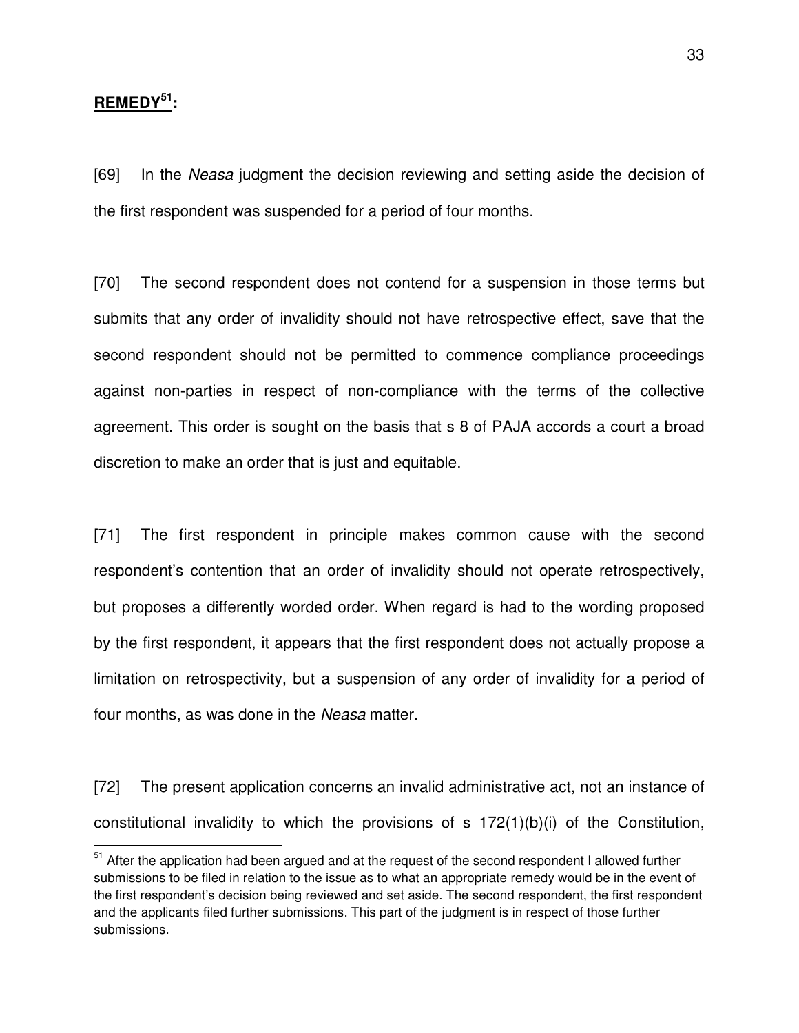## **REMEDY[51]:**

[69] In the *Neasa* judgment the decision reviewing and setting aside the decision of the first respondent was suspended for a period of four months.

[70] The second respondent does not contend for a suspension in those terms but submits that any order of invalidity should not have retrospective effect, save that the second respondent should not be permitted to commence compliance proceedings against non-parties in respect of non-compliance with the terms of the collective agreement. This order is sought on the basis that s 8 of PAJA accords a court a broad discretion to make an order that is just and equitable.

[71] The first respondent in principle makes common cause with the second respondent's contention that an order of invalidity should not operate retrospectively, but proposes a differently worded order. When regard is had to the wording proposed by the first respondent, it appears that the first respondent does not actually propose a limitation on retrospectivity, but a suspension of any order of invalidity for a period of four months, as was done in the *Neasa* matter.

[72] The present application concerns an invalid administrative act, not an instance of constitutional invalidity to which the provisions of s 172(1)(b)(i) of the Constitution,

---

[51] After the application had been argued and at the request of the second respondent I allowed further submissions to be filed in relation to the issue as to what an appropriate remedy would be in the event of the first respondent's decision being reviewed and set aside. The second respondent, the first respondent and the applicants filed further submissions. This part of the judgment is in respect of those further submissions.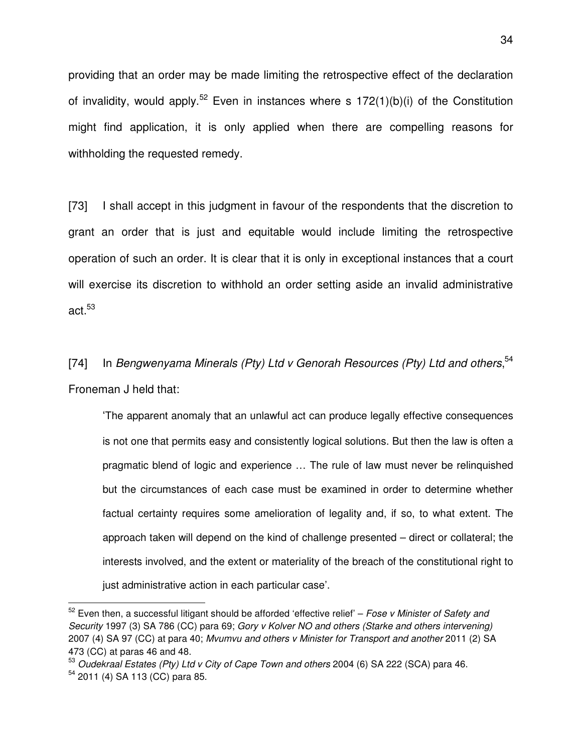providing that an order may be made limiting the retrospective effect of the declaration of invalidity, would apply.[52] Even in instances where s 172(1)(b)(i) of the Constitution might find application, it is only applied when there are compelling reasons for withholding the requested remedy.

[73] I shall accept in this judgment in favour of the respondents that the discretion to grant an order that is just and equitable would include limiting the retrospective operation of such an order. It is clear that it is only in exceptional instances that a court will exercise its discretion to withhold an order setting aside an invalid administrative act.[53]

[74] In *Bengwenyama Minerals (Pty) Ltd v Genorah Resources (Pty) Ltd and others*,[54] Froneman J held that:

> 'The apparent anomaly that an unlawful act can produce legally effective consequences is not one that permits easy and consistently logical solutions. But then the law is often a pragmatic blend of logic and experience … The rule of law must never be relinquished but the circumstances of each case must be examined in order to determine whether factual certainty requires some amelioration of legality and, if so, to what extent. The approach taken will depend on the kind of challenge presented – direct or collateral; the interests involved, and the extent or materiality of the breach of the constitutional right to just administrative action in each particular case'.

---

[52] Even then, a successful litigant should be afforded 'effective relief' – *Fose v Minister of Safety and Security* 1997 (3) SA 786 (CC) para 69; *Gory v Kolver NO and others (Starke and others intervening)* 2007 (4) SA 97 (CC) at para 40; *Mvumvu and others v Minister for Transport and another* 2011 (2) SA 473 (CC) at paras 46 and 48.

[53] *Oudekraal Estates (Pty) Ltd v City of Cape Town and others* 2004 (6) SA 222 (SCA) para 46.

[54] 2011 (4) SA 113 (CC) para 85.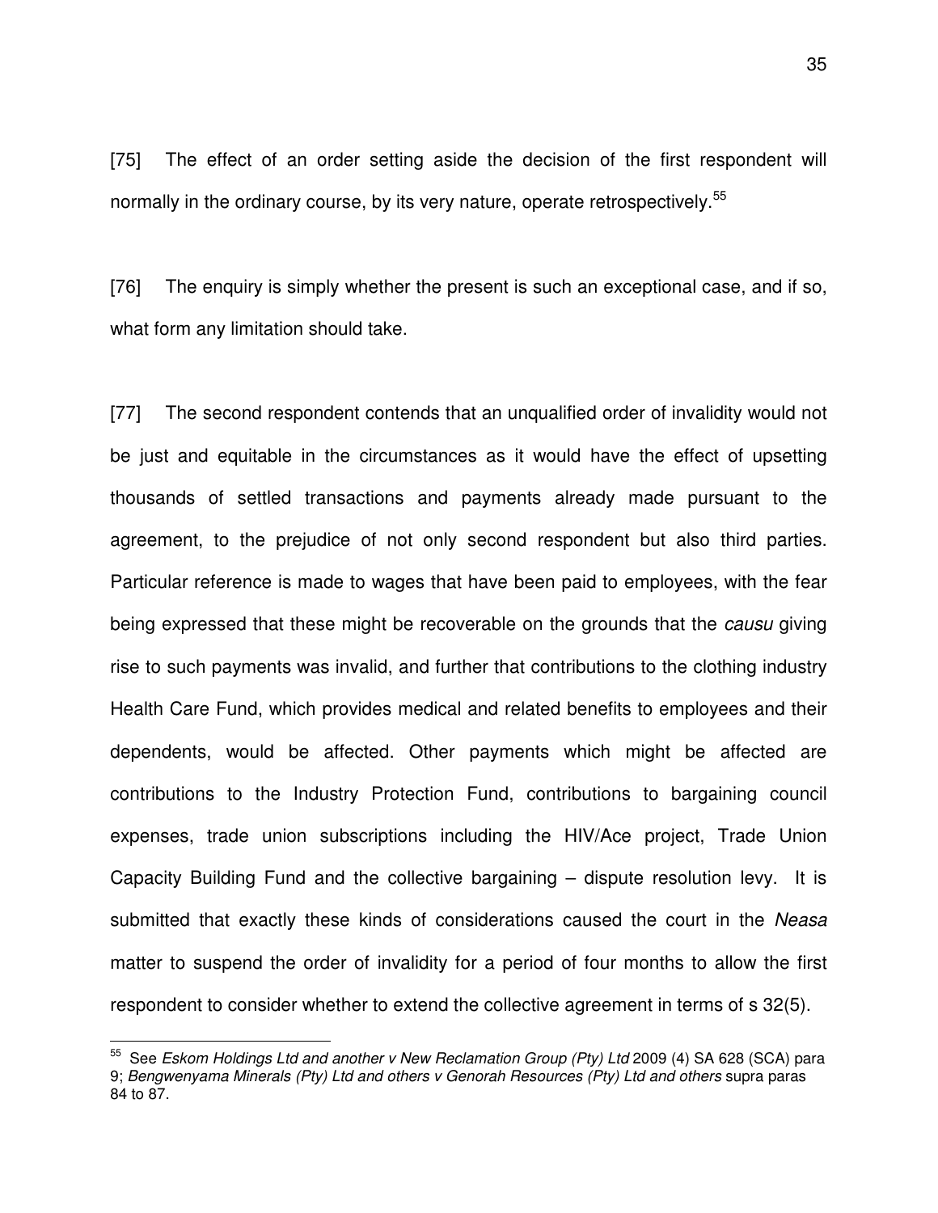[75] The effect of an order setting aside the decision of the first respondent will normally in the ordinary course, by its very nature, operate retrospectively.[55]

[76] The enquiry is simply whether the present is such an exceptional case, and if so, what form any limitation should take.

[77] The second respondent contends that an unqualified order of invalidity would not be just and equitable in the circumstances as it would have the effect of upsetting thousands of settled transactions and payments already made pursuant to the agreement, to the prejudice of not only second respondent but also third parties. Particular reference is made to wages that have been paid to employees, with the fear being expressed that these might be recoverable on the grounds that the *causu* giving rise to such payments was invalid, and further that contributions to the clothing industry Health Care Fund, which provides medical and related benefits to employees and their dependents, would be affected. Other payments which might be affected are contributions to the Industry Protection Fund, contributions to bargaining council expenses, trade union subscriptions including the HIV/Ace project, Trade Union Capacity Building Fund and the collective bargaining – dispute resolution levy. It is submitted that exactly these kinds of considerations caused the court in the *Neasa* matter to suspend the order of invalidity for a period of four months to allow the first respondent to consider whether to extend the collective agreement in terms of s 32(5).

---

[55] See *Eskom Holdings Ltd and another v New Reclamation Group (Pty) Ltd* 2009 (4) SA 628 (SCA) para 9; *Bengwenyama Minerals (Pty) Ltd and others v Genorah Resources (Pty) Ltd and others* supra paras 84 to 87.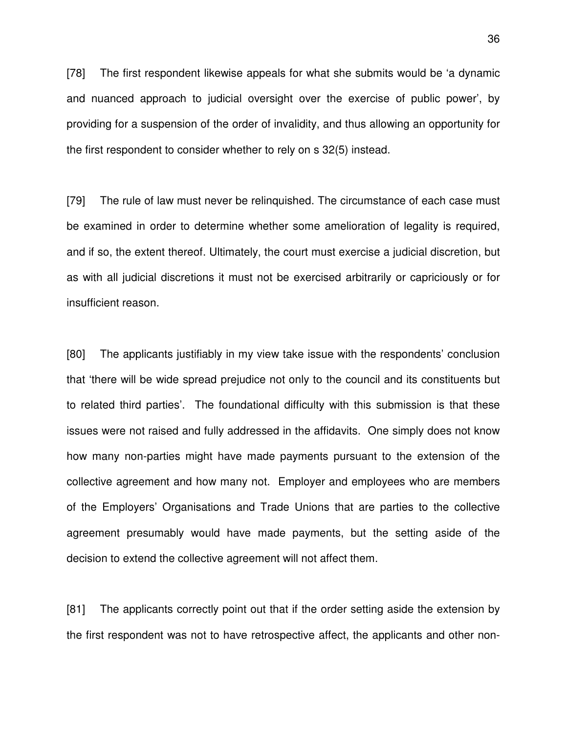[78] The first respondent likewise appeals for what she submits would be 'a dynamic and nuanced approach to judicial oversight over the exercise of public power', by providing for a suspension of the order of invalidity, and thus allowing an opportunity for the first respondent to consider whether to rely on s 32(5) instead.

[79] The rule of law must never be relinquished. The circumstance of each case must be examined in order to determine whether some amelioration of legality is required, and if so, the extent thereof. Ultimately, the court must exercise a judicial discretion, but as with all judicial discretions it must not be exercised arbitrarily or capriciously or for insufficient reason.

[80] The applicants justifiably in my view take issue with the respondents' conclusion that 'there will be wide spread prejudice not only to the council and its constituents but to related third parties'. The foundational difficulty with this submission is that these issues were not raised and fully addressed in the affidavits. One simply does not know how many non-parties might have made payments pursuant to the extension of the collective agreement and how many not. Employer and employees who are members of the Employers' Organisations and Trade Unions that are parties to the collective agreement presumably would have made payments, but the setting aside of the decision to extend the collective agreement will not affect them.

[81] The applicants correctly point out that if the order setting aside the extension by the first respondent was not to have retrospective affect, the applicants and other non-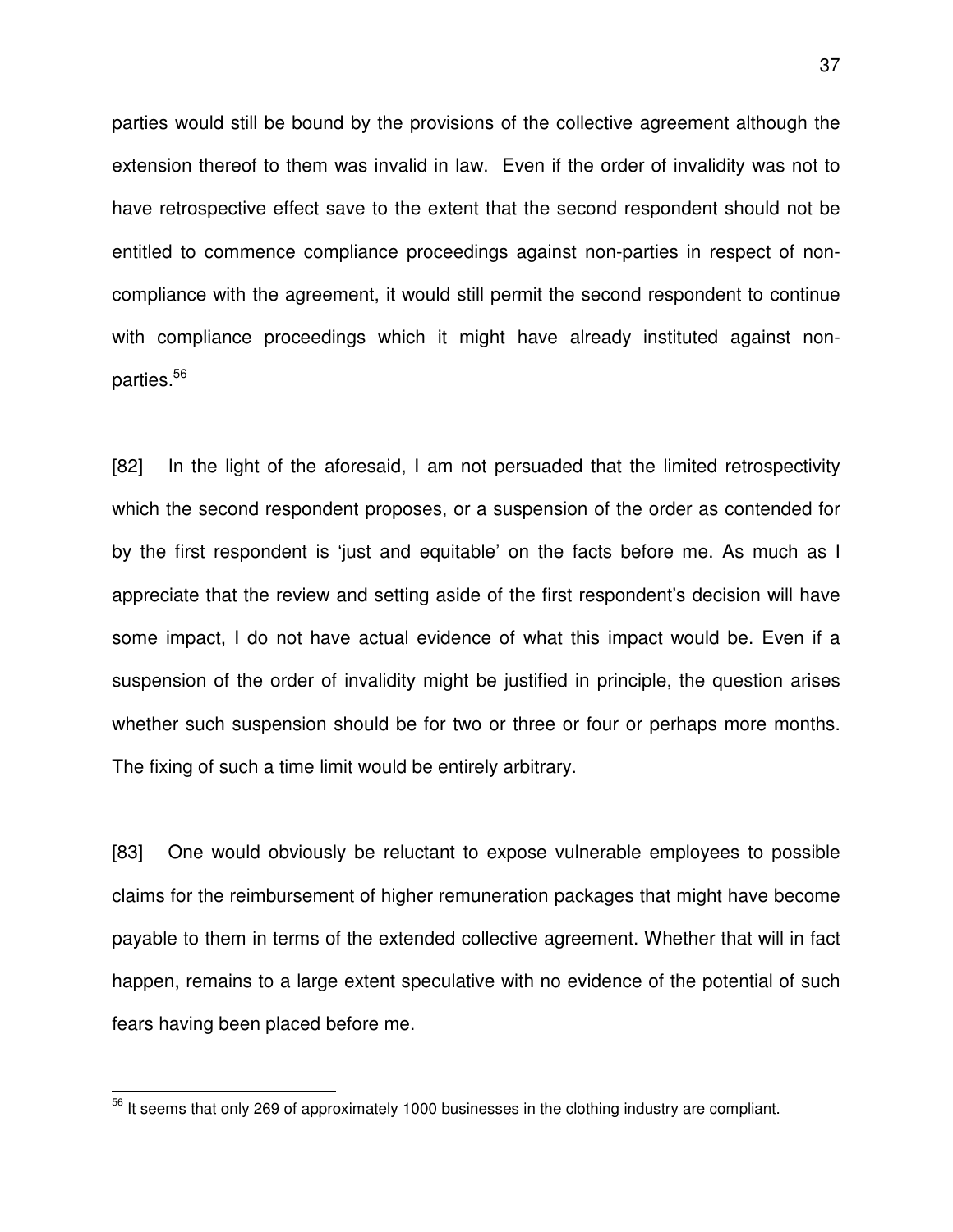parties would still be bound by the provisions of the collective agreement although the extension thereof to them was invalid in law. Even if the order of invalidity was not to have retrospective effect save to the extent that the second respondent should not be entitled to commence compliance proceedings against non-parties in respect of non-compliance with the agreement, it would still permit the second respondent to continue with compliance proceedings which it might have already instituted against non-parties.[56]

[82] In the light of the aforesaid, I am not persuaded that the limited retrospectivity which the second respondent proposes, or a suspension of the order as contended for by the first respondent is 'just and equitable' on the facts before me. As much as I appreciate that the review and setting aside of the first respondent's decision will have some impact, I do not have actual evidence of what this impact would be. Even if a suspension of the order of invalidity might be justified in principle, the question arises whether such suspension should be for two or three or four or perhaps more months. The fixing of such a time limit would be entirely arbitrary.

[83] One would obviously be reluctant to expose vulnerable employees to possible claims for the reimbursement of higher remuneration packages that might have become payable to them in terms of the extended collective agreement. Whether that will in fact happen, remains to a large extent speculative with no evidence of the potential of such fears having been placed before me.

---

[56] It seems that only 269 of approximately 1000 businesses in the clothing industry are compliant.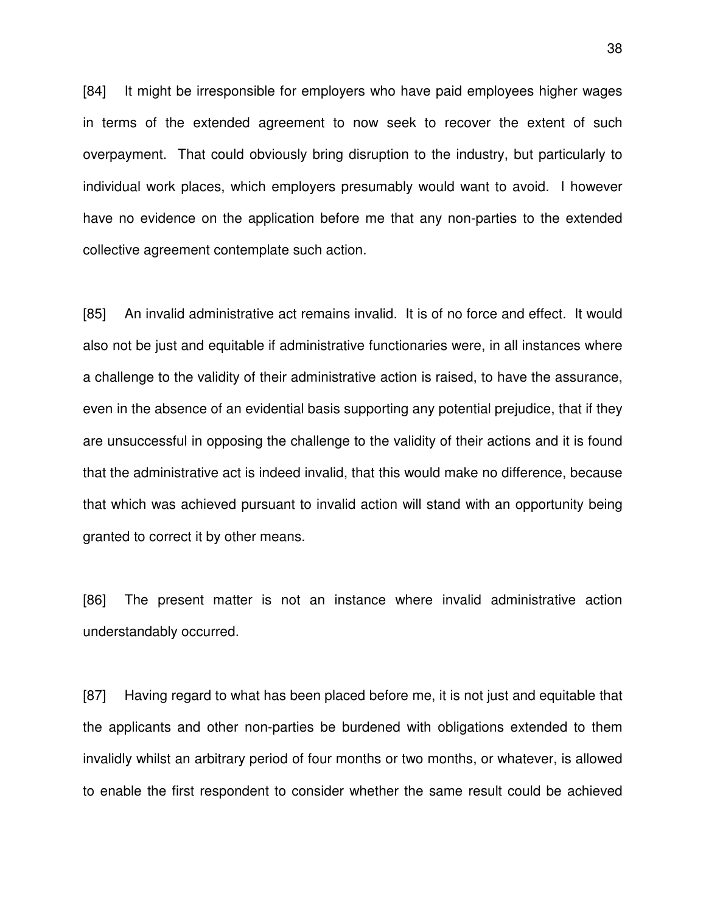[84] It might be irresponsible for employers who have paid employees higher wages in terms of the extended agreement to now seek to recover the extent of such overpayment. That could obviously bring disruption to the industry, but particularly to individual work places, which employers presumably would want to avoid. I however have no evidence on the application before me that any non-parties to the extended collective agreement contemplate such action.

[85] An invalid administrative act remains invalid. It is of no force and effect. It would also not be just and equitable if administrative functionaries were, in all instances where a challenge to the validity of their administrative action is raised, to have the assurance, even in the absence of an evidential basis supporting any potential prejudice, that if they are unsuccessful in opposing the challenge to the validity of their actions and it is found that the administrative act is indeed invalid, that this would make no difference, because that which was achieved pursuant to invalid action will stand with an opportunity being granted to correct it by other means.

[86] The present matter is not an instance where invalid administrative action understandably occurred.

[87] Having regard to what has been placed before me, it is not just and equitable that the applicants and other non-parties be burdened with obligations extended to them invalidly whilst an arbitrary period of four months or two months, or whatever, is allowed to enable the first respondent to consider whether the same result could be achieved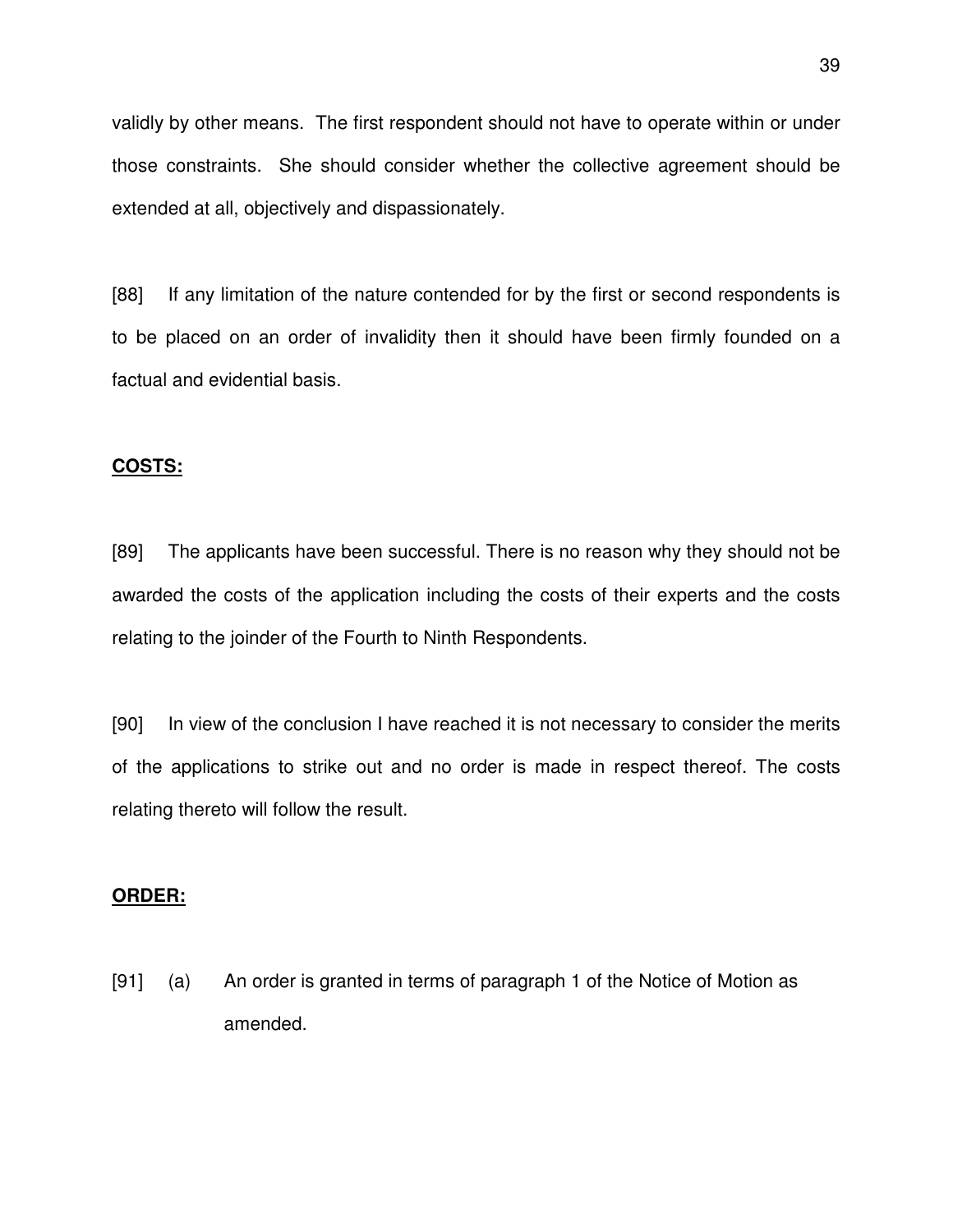validly by other means. The first respondent should not have to operate within or under those constraints. She should consider whether the collective agreement should be extended at all, objectively and dispassionately.

[88] If any limitation of the nature contended for by the first or second respondents is to be placed on an order of invalidity then it should have been firmly founded on a factual and evidential basis.

**COSTS:**

[89] The applicants have been successful. There is no reason why they should not be awarded the costs of the application including the costs of their experts and the costs relating to the joinder of the Fourth to Ninth Respondents.

[90] In view of the conclusion I have reached it is not necessary to consider the merits of the applications to strike out and no order is made in respect thereof. The costs relating thereto will follow the result.

**ORDER:**

[91] (a) An order is granted in terms of paragraph 1 of the Notice of Motion as amended.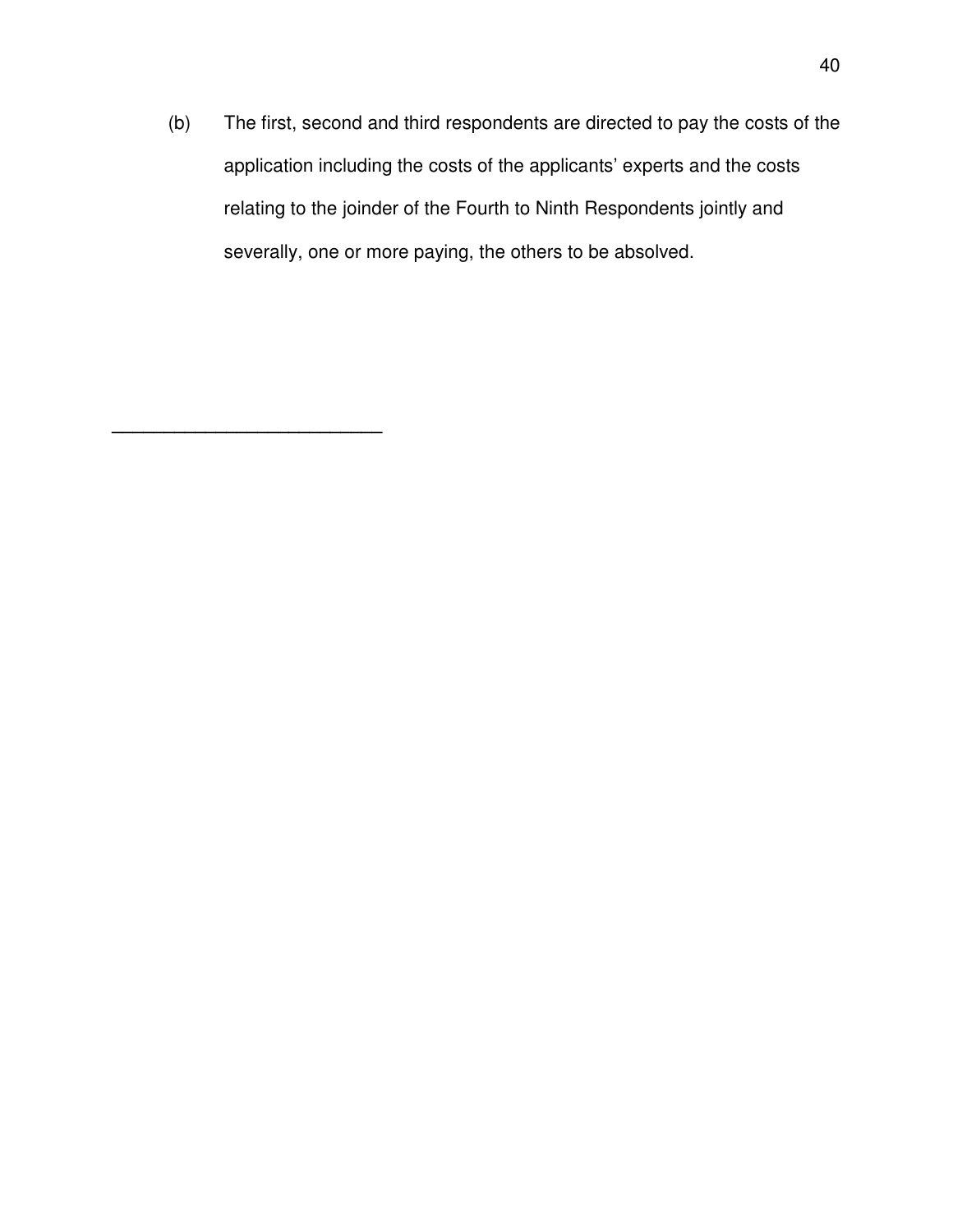(b) The first, second and third respondents are directed to pay the costs of the application including the costs of the applicants' experts and the costs relating to the joinder of the Fourth to Ninth Respondents jointly and severally, one or more paying, the others to be absolved.

\_\_\_\_\_\_\_\_\_\_\_\_\_\_\_\_\_\_\_\_\_\_\_\_\_\_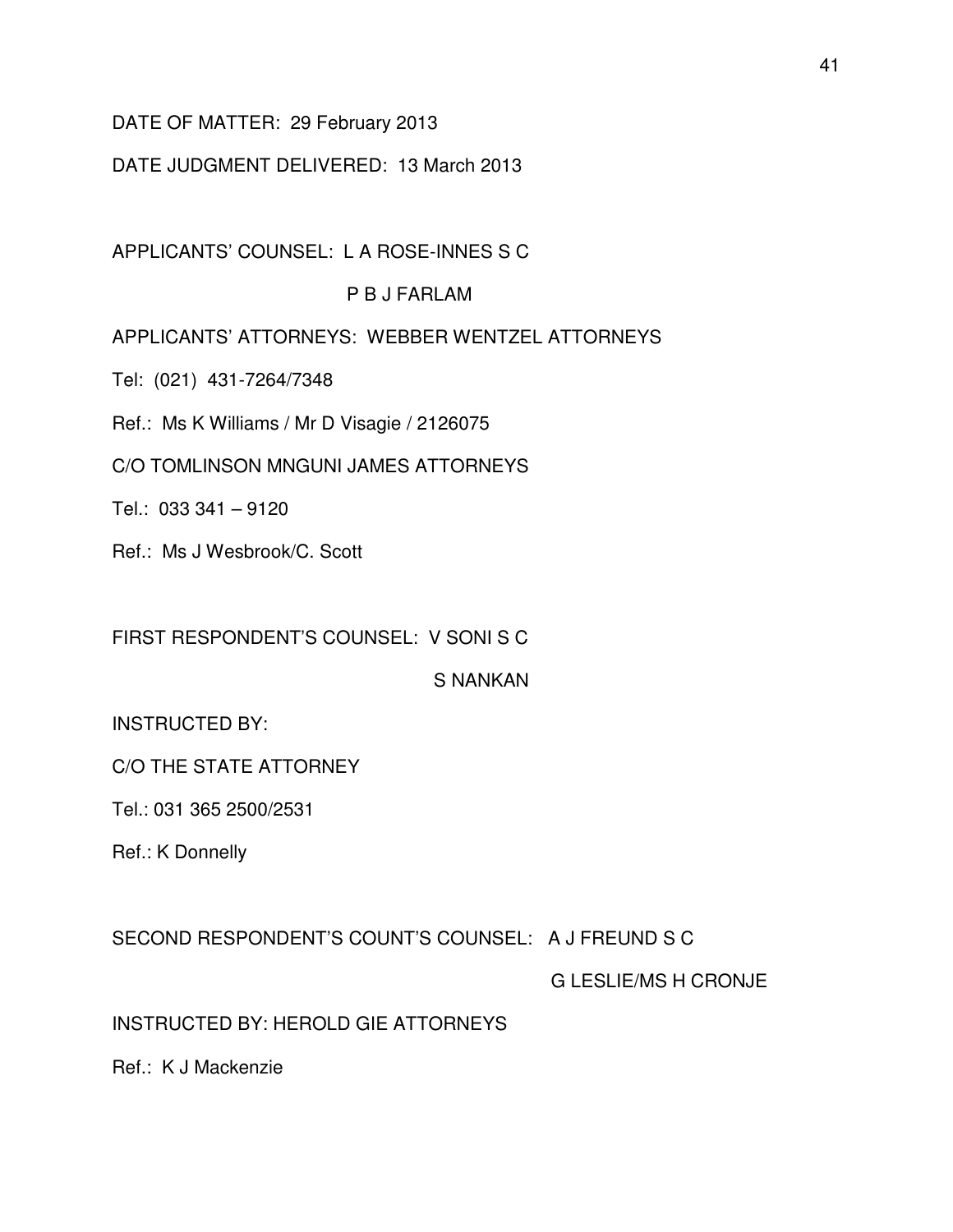DATE OF MATTER: 29 February 2013

DATE JUDGMENT DELIVERED: 13 March 2013

APPLICANTS' COUNSEL: L A ROSE-INNES S C

P B J FARLAM

APPLICANTS' ATTORNEYS: WEBBER WENTZEL ATTORNEYS

Tel: (021) 431-7264/7348

Ref.: Ms K Williams / Mr D Visagie / 2126075

C/O TOMLINSON MNGUNI JAMES ATTORNEYS

Tel.: 033 341 – 9120

Ref.: Ms J Wesbrook/C. Scott

FIRST RESPONDENT'S COUNSEL: V SONI S C

S NANKAN

INSTRUCTED BY:

C/O THE STATE ATTORNEY

Tel.: 031 365 2500/2531

Ref.: K Donnelly

SECOND RESPONDENT'S COUNT'S COUNSEL: A J FREUND S C

G LESLIE/MS H CRONJE

INSTRUCTED BY: HEROLD GIE ATTORNEYS

Ref.: K J Mackenzie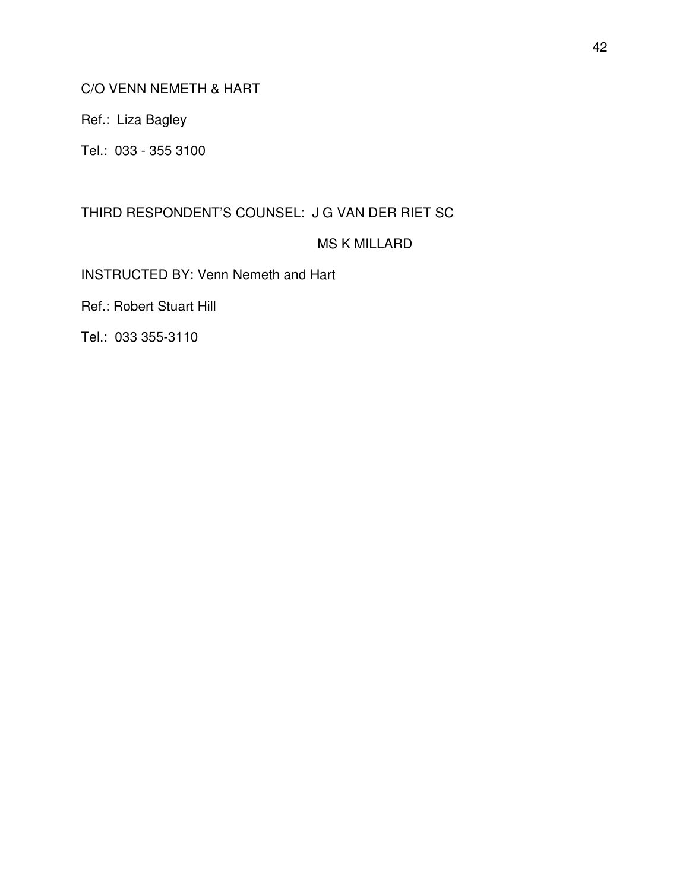C/O VENN NEMETH & HART

Ref.: Liza Bagley

Tel.: 033 - 355 3100

THIRD RESPONDENT'S COUNSEL: J G VAN DER RIET SC

MS K MILLARD

INSTRUCTED BY: Venn Nemeth and Hart

Ref.: Robert Stuart Hill

Tel.: 033 355-3110